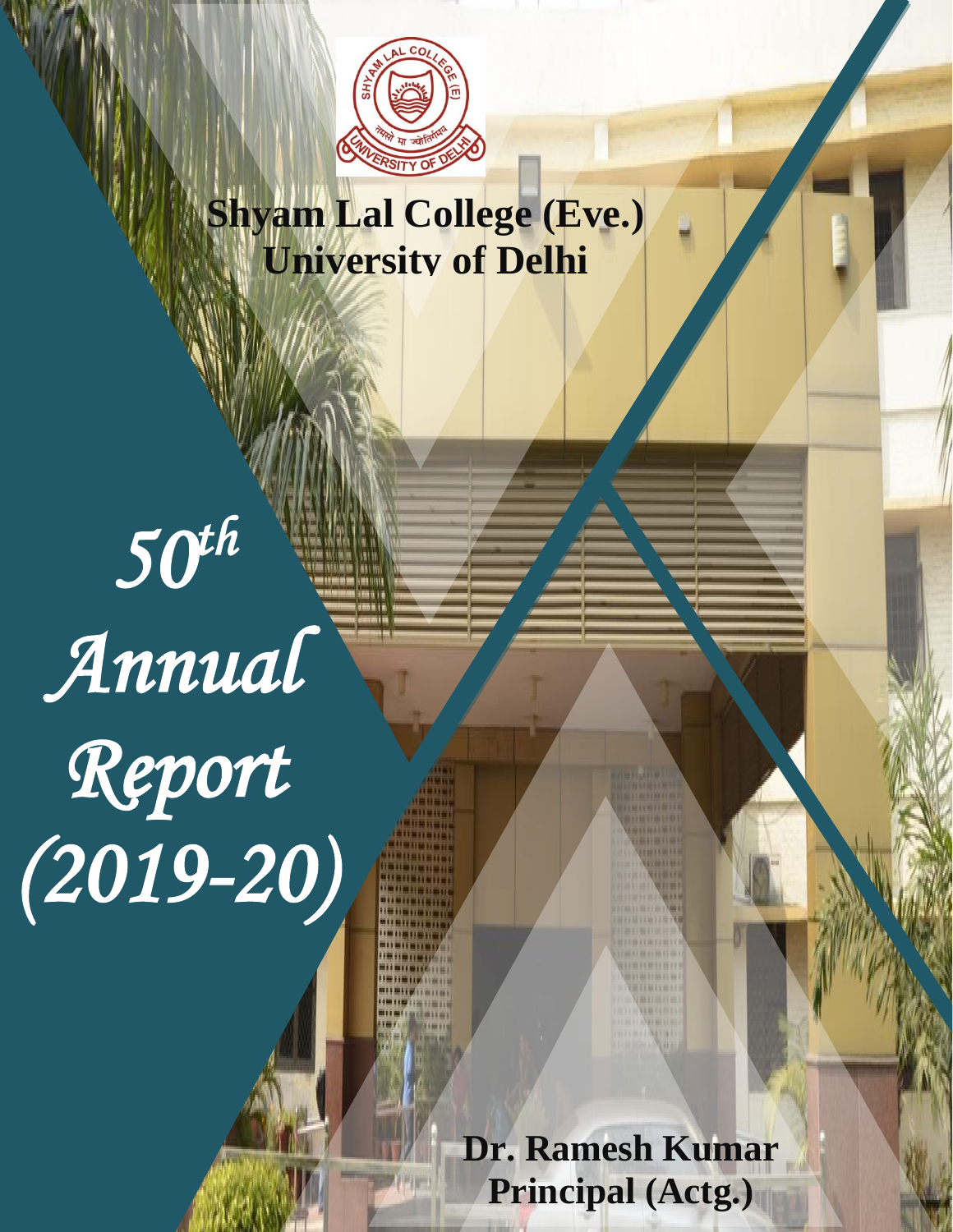# Shyam Lal College (Eve.)
# University of Delhi

# 50th Annual Report (2019-20)

**Dr. Ramesh Kumar**
**Principal (Actg.)**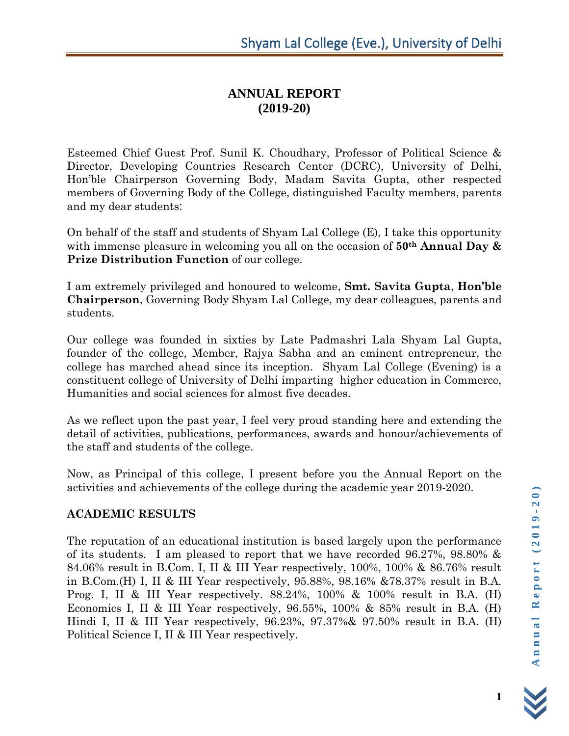# ANNUAL REPORT
# (2019-20)

Esteemed Chief Guest Prof. Sunil K. Choudhary, Professor of Political Science & Director, Developing Countries Research Center (DCRC), University of Delhi, Hon'ble Chairperson Governing Body, Madam Savita Gupta, other respected members of Governing Body of the College, distinguished Faculty members, parents and my dear students:

On behalf of the staff and students of Shyam Lal College (E), I take this opportunity with immense pleasure in welcoming you all on the occasion of **50th Annual Day & Prize Distribution Function** of our college.

I am extremely privileged and honoured to welcome, **Smt. Savita Gupta**, **Hon'ble Chairperson**, Governing Body Shyam Lal College, my dear colleagues, parents and students.

Our college was founded in sixties by Late Padmashri Lala Shyam Lal Gupta, founder of the college, Member, Rajya Sabha and an eminent entrepreneur, the college has marched ahead since its inception. Shyam Lal College (Evening) is a constituent college of University of Delhi imparting higher education in Commerce, Humanities and social sciences for almost five decades.

As we reflect upon the past year, I feel very proud standing here and extending the detail of activities, publications, performances, awards and honour/achievements of the staff and students of the college.

Now, as Principal of this college, I present before you the Annual Report on the activities and achievements of the college during the academic year 2019-2020.

## ACADEMIC RESULTS

The reputation of an educational institution is based largely upon the performance of its students. I am pleased to report that we have recorded 96.27%, 98.80% & 84.06% result in B.Com. I, II & III Year respectively, 100%, 100% & 86.76% result in B.Com.(H) I, II & III Year respectively, 95.88%, 98.16% &78.37% result in B.A. Prog. I, II & III Year respectively. 88.24%, 100% & 100% result in B.A. (H) Economics I, II & III Year respectively, 96.55%, 100% & 85% result in B.A. (H) Hindi I, II & III Year respectively, 96.23%, 97.37%& 97.50% result in B.A. (H) Political Science I, II & III Year respectively.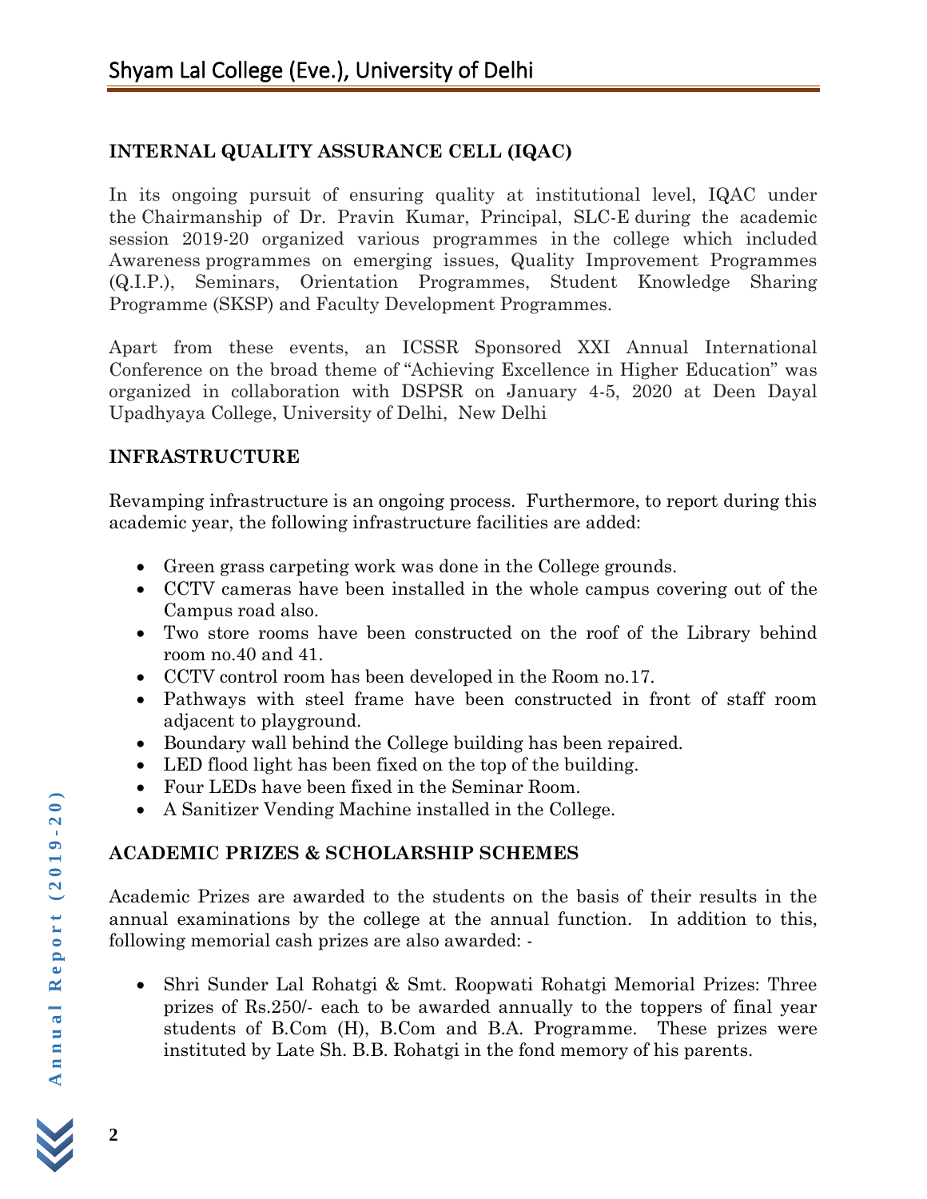## INTERNAL QUALITY ASSURANCE CELL (IQAC)

In its ongoing pursuit of ensuring quality at institutional level, IQAC under the Chairmanship of Dr. Pravin Kumar, Principal, SLC-E during the academic session 2019-20 organized various programmes in the college which included Awareness programmes on emerging issues, Quality Improvement Programmes (Q.I.P.), Seminars, Orientation Programmes, Student Knowledge Sharing Programme (SKSP) and Faculty Development Programmes.

Apart from these events, an ICSSR Sponsored XXI Annual International Conference on the broad theme of "Achieving Excellence in Higher Education" was organized in collaboration with DSPSR on January 4-5, 2020 at Deen Dayal Upadhyaya College, University of Delhi, New Delhi

## INFRASTRUCTURE

Revamping infrastructure is an ongoing process. Furthermore, to report during this academic year, the following infrastructure facilities are added:

- Green grass carpeting work was done in the College grounds.
- CCTV cameras have been installed in the whole campus covering out of the Campus road also.
- Two store rooms have been constructed on the roof of the Library behind room no.40 and 41.
- CCTV control room has been developed in the Room no.17.
- Pathways with steel frame have been constructed in front of staff room adjacent to playground.
- Boundary wall behind the College building has been repaired.
- LED flood light has been fixed on the top of the building.
- Four LEDs have been fixed in the Seminar Room.
- A Sanitizer Vending Machine installed in the College.

## ACADEMIC PRIZES & SCHOLARSHIP SCHEMES

Academic Prizes are awarded to the students on the basis of their results in the annual examinations by the college at the annual function. In addition to this, following memorial cash prizes are also awarded: -

- Shri Sunder Lal Rohatgi & Smt. Roopwati Rohatgi Memorial Prizes: Three prizes of Rs.250/- each to be awarded annually to the toppers of final year students of B.Com (H), B.Com and B.A. Programme. These prizes were instituted by Late Sh. B.B. Rohatgi in the fond memory of his parents.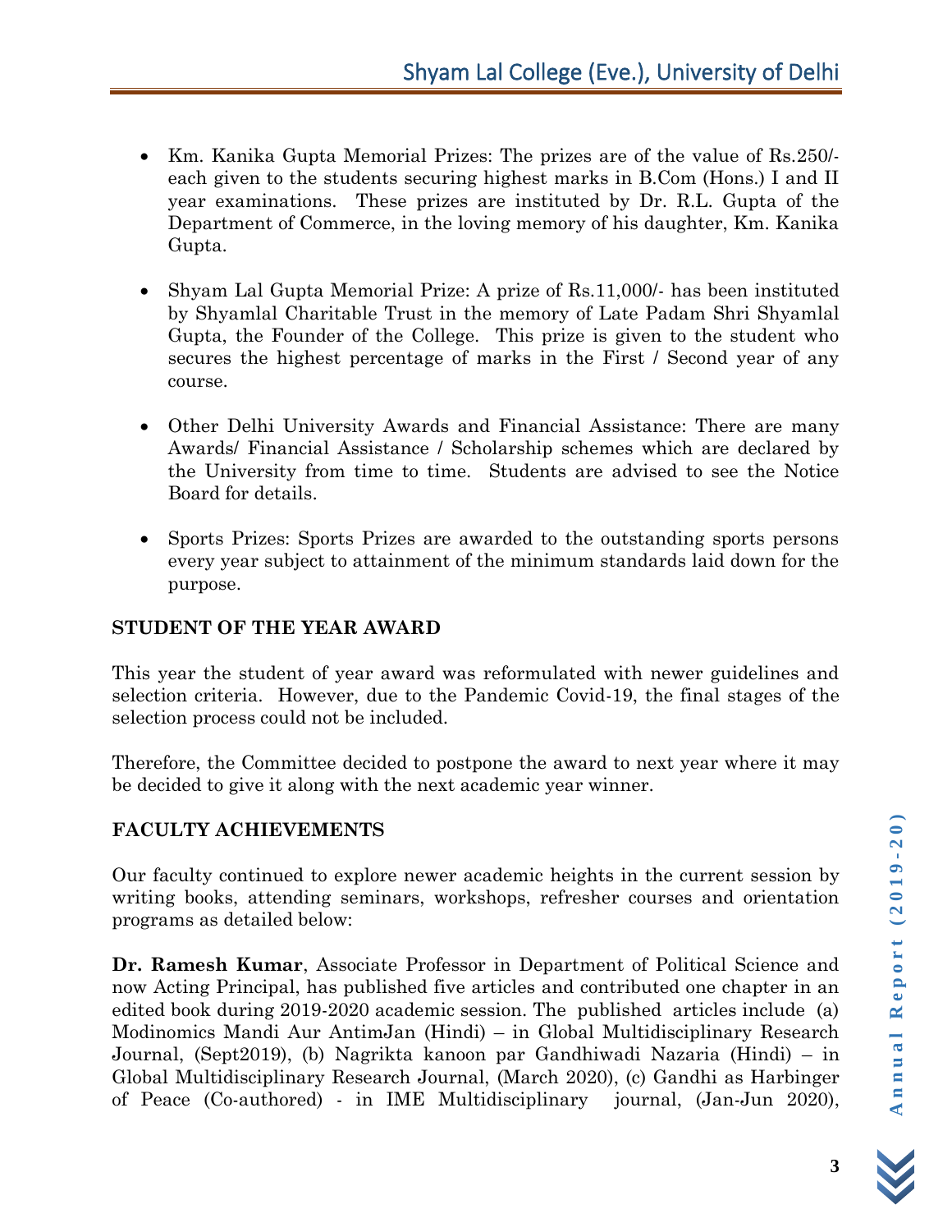- Km. Kanika Gupta Memorial Prizes: The prizes are of the value of Rs.250/- each given to the students securing highest marks in B.Com (Hons.) I and II year examinations. These prizes are instituted by Dr. R.L. Gupta of the Department of Commerce, in the loving memory of his daughter, Km. Kanika Gupta.

- Shyam Lal Gupta Memorial Prize: A prize of Rs.11,000/- has been instituted by Shyamlal Charitable Trust in the memory of Late Padam Shri Shyamlal Gupta, the Founder of the College. This prize is given to the student who secures the highest percentage of marks in the First / Second year of any course.

- Other Delhi University Awards and Financial Assistance: There are many Awards/ Financial Assistance / Scholarship schemes which are declared by the University from time to time. Students are advised to see the Notice Board for details.

- Sports Prizes: Sports Prizes are awarded to the outstanding sports persons every year subject to attainment of the minimum standards laid down for the purpose.

## STUDENT OF THE YEAR AWARD

This year the student of year award was reformulated with newer guidelines and selection criteria. However, due to the Pandemic Covid-19, the final stages of the selection process could not be included.

Therefore, the Committee decided to postpone the award to next year where it may be decided to give it along with the next academic year winner.

## FACULTY ACHIEVEMENTS

Our faculty continued to explore newer academic heights in the current session by writing books, attending seminars, workshops, refresher courses and orientation programs as detailed below:

**Dr. Ramesh Kumar**, Associate Professor in Department of Political Science and now Acting Principal, has published five articles and contributed one chapter in an edited book during 2019-2020 academic session. The published articles include (a) Modinomics Mandi Aur AntimJan (Hindi) – in Global Multidisciplinary Research Journal, (Sept2019), (b) Nagrikta kanoon par Gandhiwadi Nazaria (Hindi) – in Global Multidisciplinary Research Journal, (March 2020), (c) Gandhi as Harbinger of Peace (Co-authored) - in IME Multidisciplinary journal, (Jan-Jun 2020),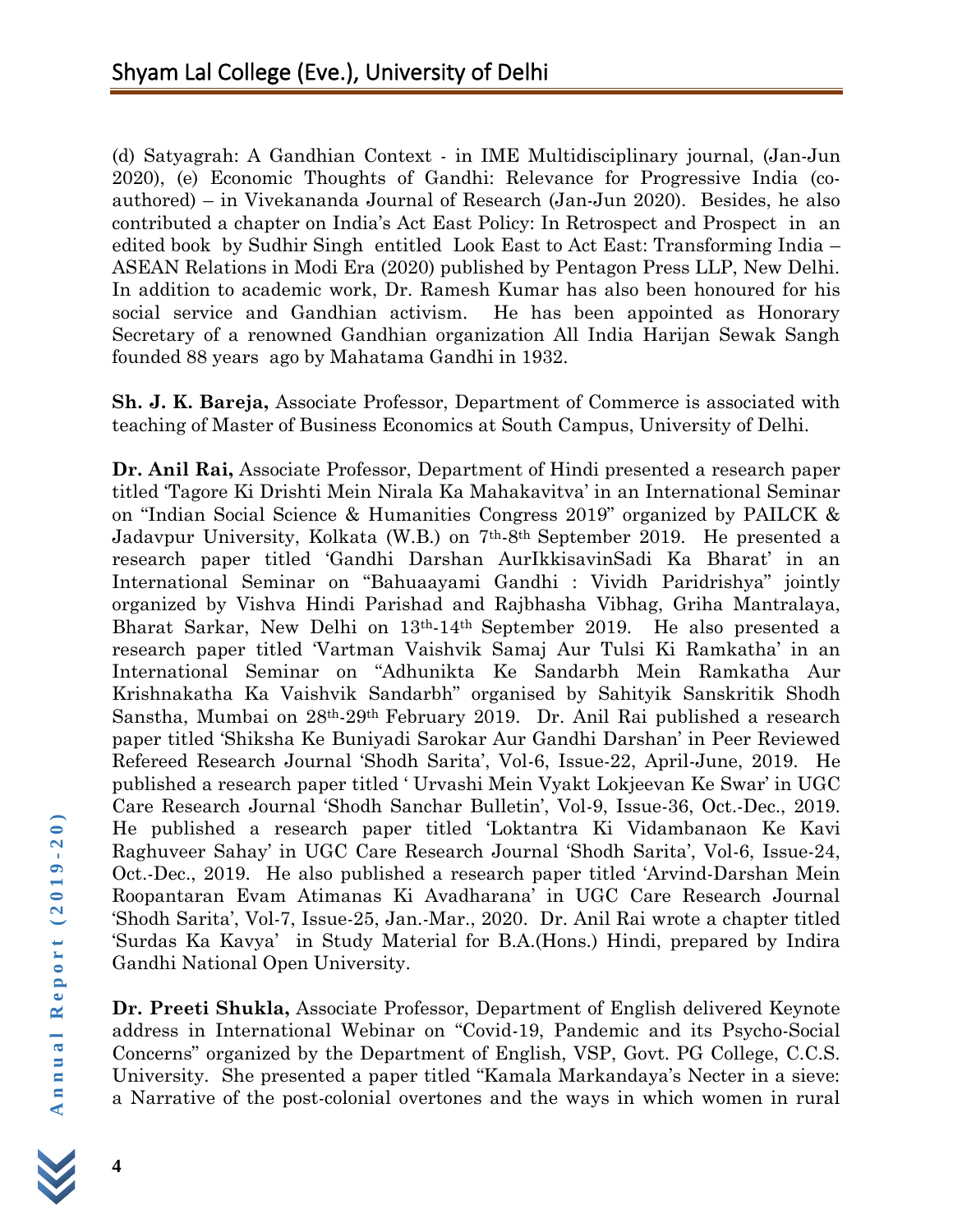(d) Satyagrah: A Gandhian Context - in IME Multidisciplinary journal, (Jan-Jun 2020), (e) Economic Thoughts of Gandhi: Relevance for Progressive India (co-authored) – in Vivekananda Journal of Research (Jan-Jun 2020). Besides, he also contributed a chapter on India's Act East Policy: In Retrospect and Prospect in an edited book by Sudhir Singh entitled Look East to Act East: Transforming India – ASEAN Relations in Modi Era (2020) published by Pentagon Press LLP, New Delhi. In addition to academic work, Dr. Ramesh Kumar has also been honoured for his social service and Gandhian activism. He has been appointed as Honorary Secretary of a renowned Gandhian organization All India Harijan Sewak Sangh founded 88 years ago by Mahatama Gandhi in 1932.

**Sh. J. K. Bareja,** Associate Professor, Department of Commerce is associated with teaching of Master of Business Economics at South Campus, University of Delhi.

**Dr. Anil Rai,** Associate Professor, Department of Hindi presented a research paper titled 'Tagore Ki Drishti Mein Nirala Ka Mahakavitva' in an International Seminar on "Indian Social Science & Humanities Congress 2019" organized by PAILCK & Jadavpur University, Kolkata (W.B.) on 7th-8th September 2019. He presented a research paper titled 'Gandhi Darshan AurIkkisavinSadi Ka Bharat' in an International Seminar on "Bahuaayami Gandhi : Vividh Paridrishya" jointly organized by Vishva Hindi Parishad and Rajbhasha Vibhag, Griha Mantralaya, Bharat Sarkar, New Delhi on 13th-14th September 2019. He also presented a research paper titled 'Vartman Vaishvik Samaj Aur Tulsi Ki Ramkatha' in an International Seminar on "Adhunikta Ke Sandarbh Mein Ramkatha Aur Krishnakatha Ka Vaishvik Sandarbh" organised by Sahityik Sanskritik Shodh Sanstha, Mumbai on 28th-29th February 2019. Dr. Anil Rai published a research paper titled 'Shiksha Ke Buniyadi Sarokar Aur Gandhi Darshan' in Peer Reviewed Refereed Research Journal 'Shodh Sarita', Vol-6, Issue-22, April-June, 2019. He published a research paper titled ' Urvashi Mein Vyakt Lokjeevan Ke Swar' in UGC Care Research Journal 'Shodh Sanchar Bulletin', Vol-9, Issue-36, Oct.-Dec., 2019. He published a research paper titled 'Loktantra Ki Vidambanaon Ke Kavi Raghuveer Sahay' in UGC Care Research Journal 'Shodh Sarita', Vol-6, Issue-24, Oct.-Dec., 2019. He also published a research paper titled 'Arvind-Darshan Mein Roopantaran Evam Atimanas Ki Avadharana' in UGC Care Research Journal 'Shodh Sarita', Vol-7, Issue-25, Jan.-Mar., 2020. Dr. Anil Rai wrote a chapter titled 'Surdas Ka Kavya' in Study Material for B.A.(Hons.) Hindi, prepared by Indira Gandhi National Open University.

**Dr. Preeti Shukla,** Associate Professor, Department of English delivered Keynote address in International Webinar on "Covid-19, Pandemic and its Psycho-Social Concerns" organized by the Department of English, VSP, Govt. PG College, C.C.S. University. She presented a paper titled "Kamala Markandaya's Necter in a sieve: a Narrative of the post-colonial overtones and the ways in which women in rural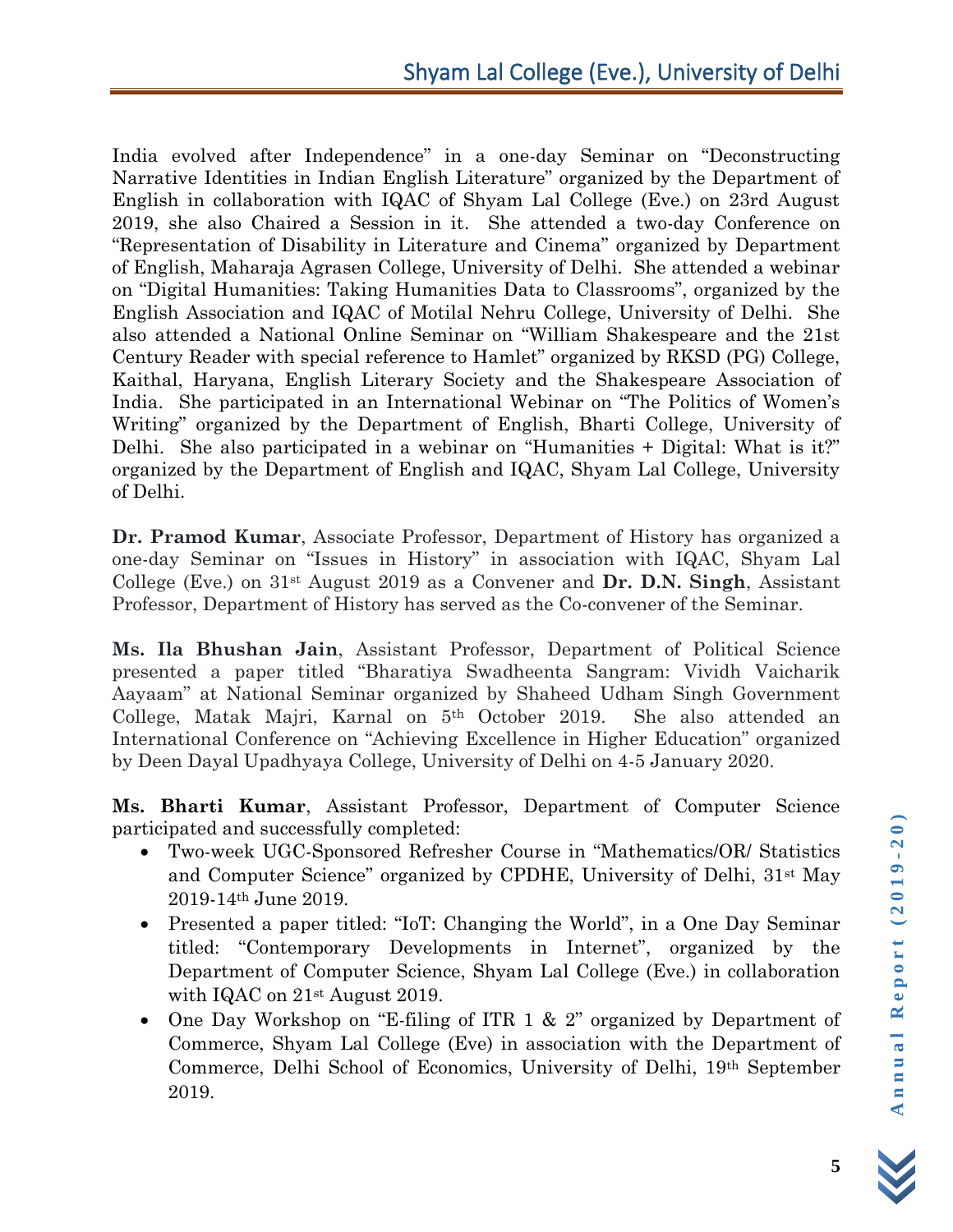India evolved after Independence" in a one-day Seminar on "Deconstructing Narrative Identities in Indian English Literature" organized by the Department of English in collaboration with IQAC of Shyam Lal College (Eve.) on 23rd August 2019, she also Chaired a Session in it. She attended a two-day Conference on "Representation of Disability in Literature and Cinema" organized by Department of English, Maharaja Agrasen College, University of Delhi. She attended a webinar on "Digital Humanities: Taking Humanities Data to Classrooms", organized by the English Association and IQAC of Motilal Nehru College, University of Delhi. She also attended a National Online Seminar on "William Shakespeare and the 21st Century Reader with special reference to Hamlet" organized by RKSD (PG) College, Kaithal, Haryana, English Literary Society and the Shakespeare Association of India. She participated in an International Webinar on "The Politics of Women's Writing" organized by the Department of English, Bharti College, University of Delhi. She also participated in a webinar on "Humanities + Digital: What is it?" organized by the Department of English and IQAC, Shyam Lal College, University of Delhi.

**Dr. Pramod Kumar**, Associate Professor, Department of History has organized a one-day Seminar on "Issues in History" in association with IQAC, Shyam Lal College (Eve.) on 31st August 2019 as a Convener and **Dr. D.N. Singh**, Assistant Professor, Department of History has served as the Co-convener of the Seminar.

**Ms. Ila Bhushan Jain**, Assistant Professor, Department of Political Science presented a paper titled "Bharatiya Swadheenta Sangram: Vividh Vaicharik Aayaam" at National Seminar organized by Shaheed Udham Singh Government College, Matak Majri, Karnal on 5th October 2019. She also attended an International Conference on "Achieving Excellence in Higher Education" organized by Deen Dayal Upadhyaya College, University of Delhi on 4-5 January 2020.

**Ms. Bharti Kumar**, Assistant Professor, Department of Computer Science participated and successfully completed:

- Two-week UGC-Sponsored Refresher Course in "Mathematics/OR/ Statistics and Computer Science" organized by CPDHE, University of Delhi, 31st May 2019-14th June 2019.
- Presented a paper titled: "IoT: Changing the World", in a One Day Seminar titled: "Contemporary Developments in Internet", organized by the Department of Computer Science, Shyam Lal College (Eve.) in collaboration with IQAC on 21st August 2019.
- One Day Workshop on "E-filing of ITR 1 & 2" organized by Department of Commerce, Shyam Lal College (Eve) in association with the Department of Commerce, Delhi School of Economics, University of Delhi, 19th September 2019.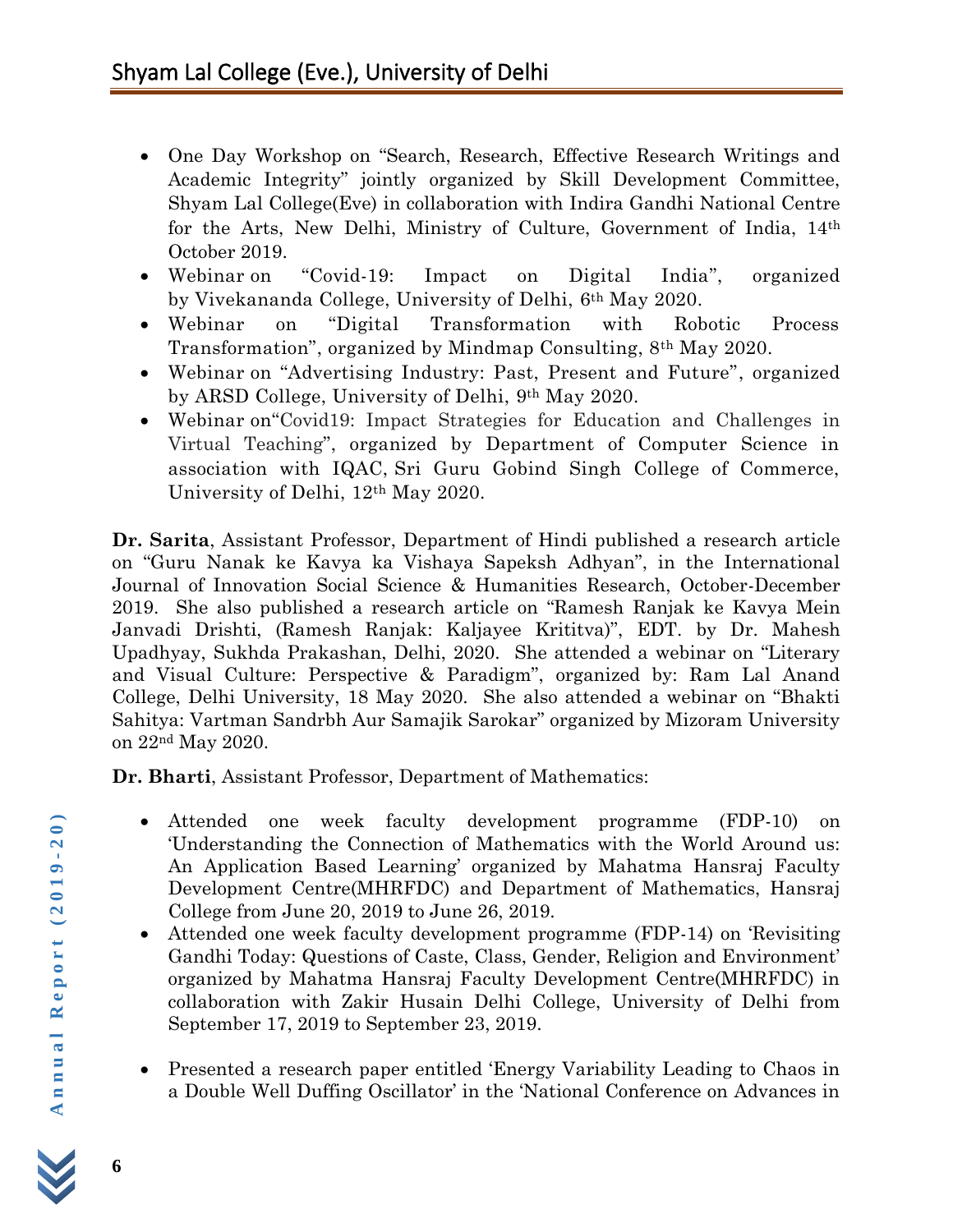- One Day Workshop on “Search, Research, Effective Research Writings and Academic Integrity” jointly organized by Skill Development Committee, Shyam Lal College(Eve) in collaboration with Indira Gandhi National Centre for the Arts, New Delhi, Ministry of Culture, Government of India, 14th October 2019.
- Webinar on “Covid-19: Impact on Digital India”, organized by Vivekananda College, University of Delhi, 6th May 2020.
- Webinar on “Digital Transformation with Robotic Process Transformation”, organized by Mindmap Consulting, 8th May 2020.
- Webinar on “Advertising Industry: Past, Present and Future”, organized by ARSD College, University of Delhi, 9th May 2020.
- Webinar on“Covid19: Impact Strategies for Education and Challenges in Virtual Teaching”, organized by Department of Computer Science in association with IQAC, Sri Guru Gobind Singh College of Commerce, University of Delhi, 12th May 2020.

**Dr. Sarita**, Assistant Professor, Department of Hindi published a research article on “Guru Nanak ke Kavya ka Vishaya Sapeksh Adhyan”, in the International Journal of Innovation Social Science & Humanities Research, October-December 2019. She also published a research article on “Ramesh Ranjak ke Kavya Mein Janvadi Drishti, (Ramesh Ranjak: Kaljayee Krititva)”, EDT. by Dr. Mahesh Upadhyay, Sukhda Prakashan, Delhi, 2020. She attended a webinar on “Literary and Visual Culture: Perspective & Paradigm”, organized by: Ram Lal Anand College, Delhi University, 18 May 2020. She also attended a webinar on “Bhakti Sahitya: Vartman Sandrbh Aur Samajik Sarokar” organized by Mizoram University on 22nd May 2020.

**Dr. Bharti**, Assistant Professor, Department of Mathematics:

- Attended one week faculty development programme (FDP-10) on ‘Understanding the Connection of Mathematics with the World Around us: An Application Based Learning’ organized by Mahatma Hansraj Faculty Development Centre(MHRFDC) and Department of Mathematics, Hansraj College from June 20, 2019 to June 26, 2019.
- Attended one week faculty development programme (FDP-14) on ‘Revisiting Gandhi Today: Questions of Caste, Class, Gender, Religion and Environment’ organized by Mahatma Hansraj Faculty Development Centre(MHRFDC) in collaboration with Zakir Husain Delhi College, University of Delhi from September 17, 2019 to September 23, 2019.
- Presented a research paper entitled ‘Energy Variability Leading to Chaos in a Double Well Duffing Oscillator’ in the ‘National Conference on Advances in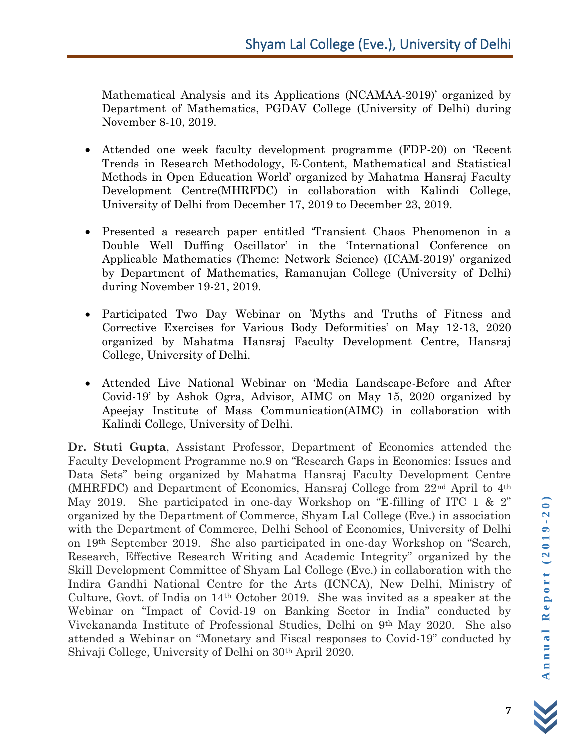Mathematical Analysis and its Applications (NCAMAA-2019)' organized by Department of Mathematics, PGDAV College (University of Delhi) during November 8-10, 2019.

- Attended one week faculty development programme (FDP-20) on 'Recent Trends in Research Methodology, E-Content, Mathematical and Statistical Methods in Open Education World' organized by Mahatma Hansraj Faculty Development Centre(MHRFDC) in collaboration with Kalindi College, University of Delhi from December 17, 2019 to December 23, 2019.

- Presented a research paper entitled 'Transient Chaos Phenomenon in a Double Well Duffing Oscillator' in the 'International Conference on Applicable Mathematics (Theme: Network Science) (ICAM-2019)' organized by Department of Mathematics, Ramanujan College (University of Delhi) during November 19-21, 2019.

- Participated Two Day Webinar on 'Myths and Truths of Fitness and Corrective Exercises for Various Body Deformities' on May 12-13, 2020 organized by Mahatma Hansraj Faculty Development Centre, Hansraj College, University of Delhi.

- Attended Live National Webinar on 'Media Landscape-Before and After Covid-19' by Ashok Ogra, Advisor, AIMC on May 15, 2020 organized by Apeejay Institute of Mass Communication(AIMC) in collaboration with Kalindi College, University of Delhi.

**Dr. Stuti Gupta**, Assistant Professor, Department of Economics attended the Faculty Development Programme no.9 on "Research Gaps in Economics: Issues and Data Sets" being organized by Mahatma Hansraj Faculty Development Centre (MHRFDC) and Department of Economics, Hansraj College from 22nd April to 4th May 2019. She participated in one-day Workshop on "E-filling of ITC 1 & 2" organized by the Department of Commerce, Shyam Lal College (Eve.) in association with the Department of Commerce, Delhi School of Economics, University of Delhi on 19th September 2019. She also participated in one-day Workshop on "Search, Research, Effective Research Writing and Academic Integrity" organized by the Skill Development Committee of Shyam Lal College (Eve.) in collaboration with the Indira Gandhi National Centre for the Arts (ICNCA), New Delhi, Ministry of Culture, Govt. of India on 14th October 2019. She was invited as a speaker at the Webinar on "Impact of Covid-19 on Banking Sector in India" conducted by Vivekananda Institute of Professional Studies, Delhi on 9th May 2020. She also attended a Webinar on "Monetary and Fiscal responses to Covid-19" conducted by Shivaji College, University of Delhi on 30th April 2020.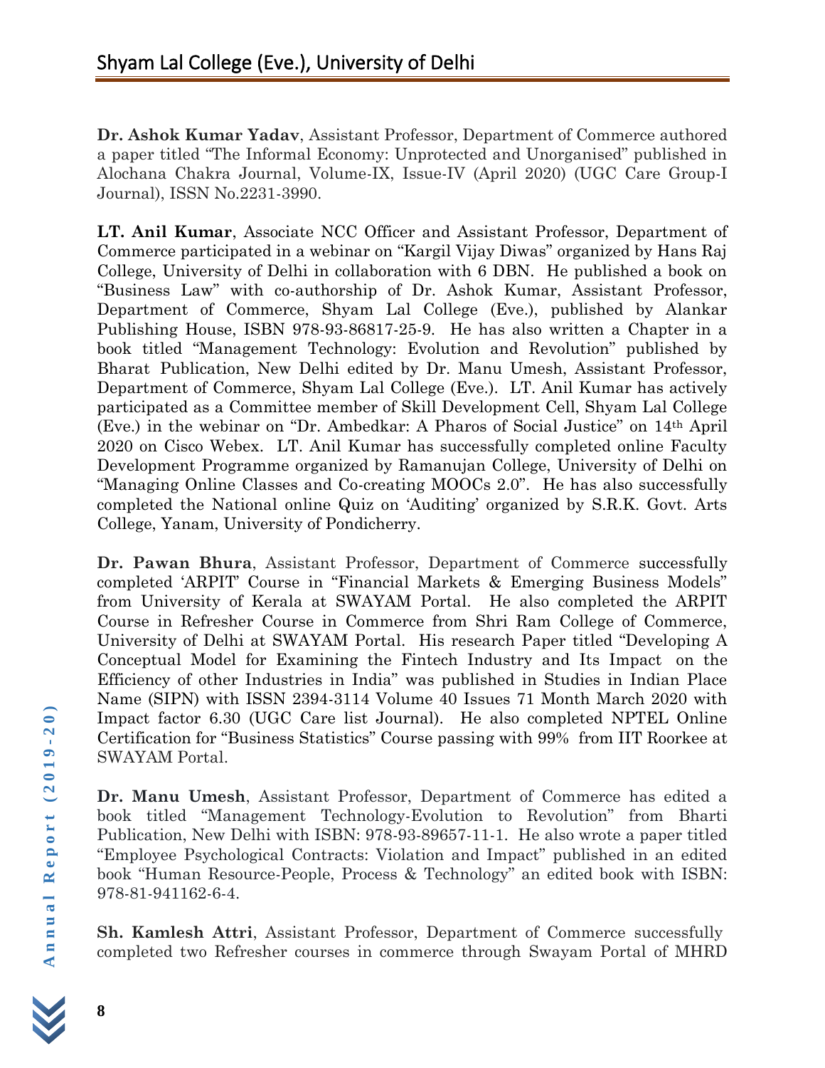**Dr. Ashok Kumar Yadav**, Assistant Professor, Department of Commerce authored a paper titled "The Informal Economy: Unprotected and Unorganised" published in Alochana Chakra Journal, Volume-IX, Issue-IV (April 2020) (UGC Care Group-I Journal), ISSN No.2231-3990.

**LT. Anil Kumar**, Associate NCC Officer and Assistant Professor, Department of Commerce participated in a webinar on "Kargil Vijay Diwas" organized by Hans Raj College, University of Delhi in collaboration with 6 DBN. He published a book on "Business Law" with co-authorship of Dr. Ashok Kumar, Assistant Professor, Department of Commerce, Shyam Lal College (Eve.), published by Alankar Publishing House, ISBN 978-93-86817-25-9. He has also written a Chapter in a book titled "Management Technology: Evolution and Revolution" published by Bharat Publication, New Delhi edited by Dr. Manu Umesh, Assistant Professor, Department of Commerce, Shyam Lal College (Eve.). LT. Anil Kumar has actively participated as a Committee member of Skill Development Cell, Shyam Lal College (Eve.) in the webinar on "Dr. Ambedkar: A Pharos of Social Justice" on 14th April 2020 on Cisco Webex. LT. Anil Kumar has successfully completed online Faculty Development Programme organized by Ramanujan College, University of Delhi on "Managing Online Classes and Co-creating MOOCs 2.0". He has also successfully completed the National online Quiz on 'Auditing' organized by S.R.K. Govt. Arts College, Yanam, University of Pondicherry.

**Dr. Pawan Bhura**, Assistant Professor, Department of Commerce successfully completed 'ARPIT' Course in "Financial Markets & Emerging Business Models" from University of Kerala at SWAYAM Portal. He also completed the ARPIT Course in Refresher Course in Commerce from Shri Ram College of Commerce, University of Delhi at SWAYAM Portal. His research Paper titled "Developing A Conceptual Model for Examining the Fintech Industry and Its Impact on the Efficiency of other Industries in India" was published in Studies in Indian Place Name (SIPN) with ISSN 2394-3114 Volume 40 Issues 71 Month March 2020 with Impact factor 6.30 (UGC Care list Journal). He also completed NPTEL Online Certification for "Business Statistics" Course passing with 99% from IIT Roorkee at SWAYAM Portal.

**Dr. Manu Umesh**, Assistant Professor, Department of Commerce has edited a book titled "Management Technology-Evolution to Revolution" from Bharti Publication, New Delhi with ISBN: 978-93-89657-11-1. He also wrote a paper titled "Employee Psychological Contracts: Violation and Impact" published in an edited book "Human Resource-People, Process & Technology" an edited book with ISBN: 978-81-941162-6-4.

**Sh. Kamlesh Attri**, Assistant Professor, Department of Commerce successfully completed two Refresher courses in commerce through Swayam Portal of MHRD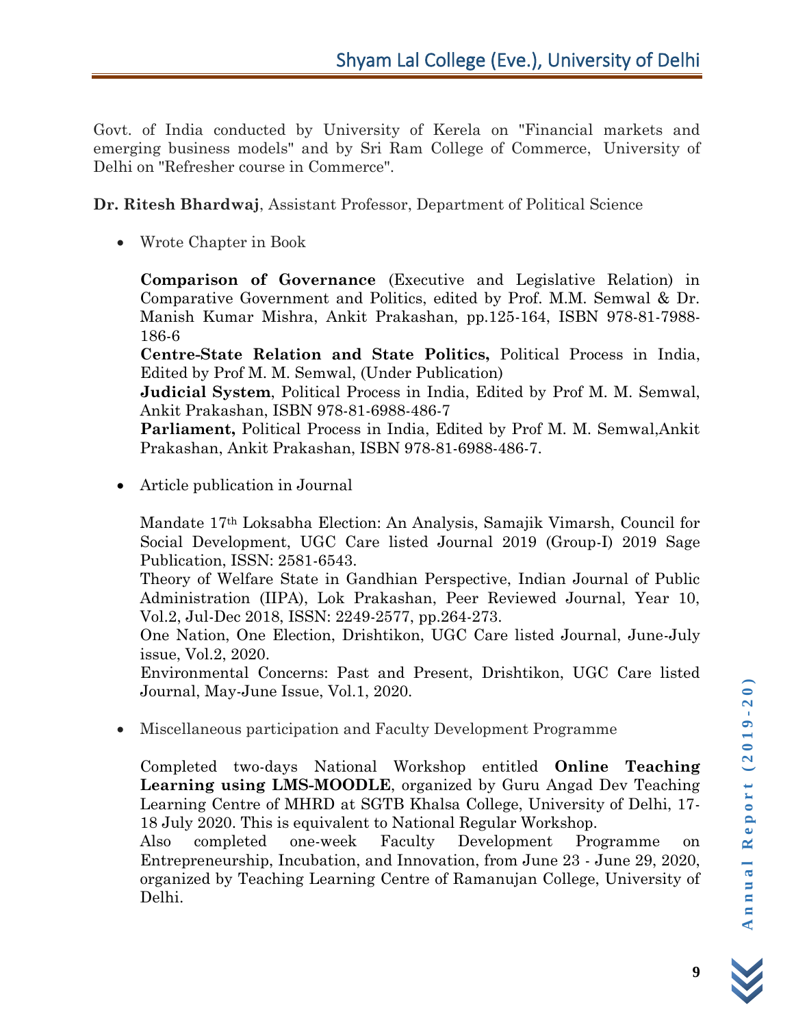Govt. of India conducted by University of Kerela on "Financial markets and emerging business models" and by Sri Ram College of Commerce, University of Delhi on "Refresher course in Commerce".

**Dr. Ritesh Bhardwaj**, Assistant Professor, Department of Political Science

- Wrote Chapter in Book

  **Comparison of Governance** (Executive and Legislative Relation) in Comparative Government and Politics, edited by Prof. M.M. Semwal & Dr. Manish Kumar Mishra, Ankit Prakashan, pp.125-164, ISBN 978-81-7988-186-6
  **Centre-State Relation and State Politics,** Political Process in India, Edited by Prof M. M. Semwal, (Under Publication)
  **Judicial System**, Political Process in India, Edited by Prof M. M. Semwal, Ankit Prakashan, ISBN 978-81-6988-486-7
  **Parliament,** Political Process in India, Edited by Prof M. M. Semwal,Ankit Prakashan, Ankit Prakashan, ISBN 978-81-6988-486-7.

- Article publication in Journal

  Mandate 17th Loksabha Election: An Analysis, Samajik Vimarsh, Council for Social Development, UGC Care listed Journal 2019 (Group-I) 2019 Sage Publication, ISSN: 2581-6543.
  Theory of Welfare State in Gandhian Perspective, Indian Journal of Public Administration (IIPA), Lok Prakashan, Peer Reviewed Journal, Year 10, Vol.2, Jul-Dec 2018, ISSN: 2249-2577, pp.264-273.
  One Nation, One Election, Drishtikon, UGC Care listed Journal, June-July issue, Vol.2, 2020.
  Environmental Concerns: Past and Present, Drishtikon, UGC Care listed Journal, May-June Issue, Vol.1, 2020.

- Miscellaneous participation and Faculty Development Programme

  Completed two-days National Workshop entitled **Online Teaching Learning using LMS-MOODLE**, organized by Guru Angad Dev Teaching Learning Centre of MHRD at SGTB Khalsa College, University of Delhi, 17-18 July 2020. This is equivalent to National Regular Workshop.
  Also completed one-week Faculty Development Programme on Entrepreneurship, Incubation, and Innovation, from June 23 - June 29, 2020, organized by Teaching Learning Centre of Ramanujan College, University of Delhi.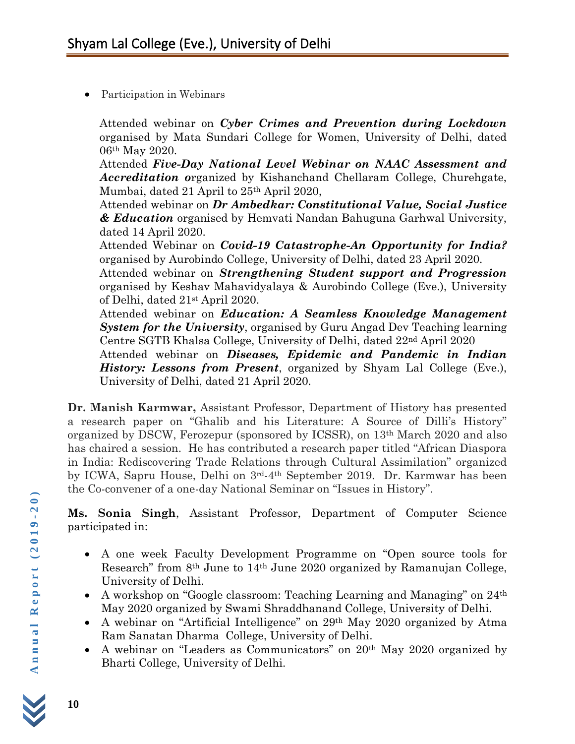- Participation in Webinars

  Attended webinar on ***Cyber Crimes and Prevention during Lockdown*** organised by Mata Sundari College for Women, University of Delhi, dated 06th May 2020.
  Attended ***Five-Day National Level Webinar on NAAC Assessment and Accreditation o***rganized by Kishanchand Chellaram College, Churehgate, Mumbai, dated 21 April to 25th April 2020,
  Attended webinar on ***Dr Ambedkar: Constitutional Value, Social Justice & Education*** organised by Hemvati Nandan Bahuguna Garhwal University, dated 14 April 2020.
  Attended Webinar on ***Covid-19 Catastrophe-An Opportunity for India?*** organised by Aurobindo College, University of Delhi, dated 23 April 2020.
  Attended webinar on ***Strengthening Student support and Progression*** organised by Keshav Mahavidyalaya & Aurobindo College (Eve.), University of Delhi, dated 21st April 2020.
  Attended webinar on ***Education: A Seamless Knowledge Management System for the University***, organised by Guru Angad Dev Teaching learning Centre SGTB Khalsa College, University of Delhi, dated 22nd April 2020
  Attended webinar on ***Diseases, Epidemic and Pandemic in Indian History: Lessons from Present***, organized by Shyam Lal College (Eve.), University of Delhi, dated 21 April 2020.

**Dr. Manish Karmwar,** Assistant Professor, Department of History has presented a research paper on "Ghalib and his Literature: A Source of Dilli's History" organized by DSCW, Ferozepur (sponsored by ICSSR), on 13th March 2020 and also has chaired a session. He has contributed a research paper titled "African Diaspora in India: Rediscovering Trade Relations through Cultural Assimilation" organized by ICWA, Sapru House, Delhi on 3rd-4th September 2019. Dr. Karmwar has been the Co-convener of a one-day National Seminar on "Issues in History".

**Ms. Sonia Singh**, Assistant Professor, Department of Computer Science participated in:

- A one week Faculty Development Programme on "Open source tools for Research" from 8th June to 14th June 2020 organized by Ramanujan College, University of Delhi.
- A workshop on "Google classroom: Teaching Learning and Managing" on 24th May 2020 organized by Swami Shraddhanand College, University of Delhi.
- A webinar on "Artificial Intelligence" on 29th May 2020 organized by Atma Ram Sanatan Dharma College, University of Delhi.
- A webinar on "Leaders as Communicators" on 20th May 2020 organized by Bharti College, University of Delhi.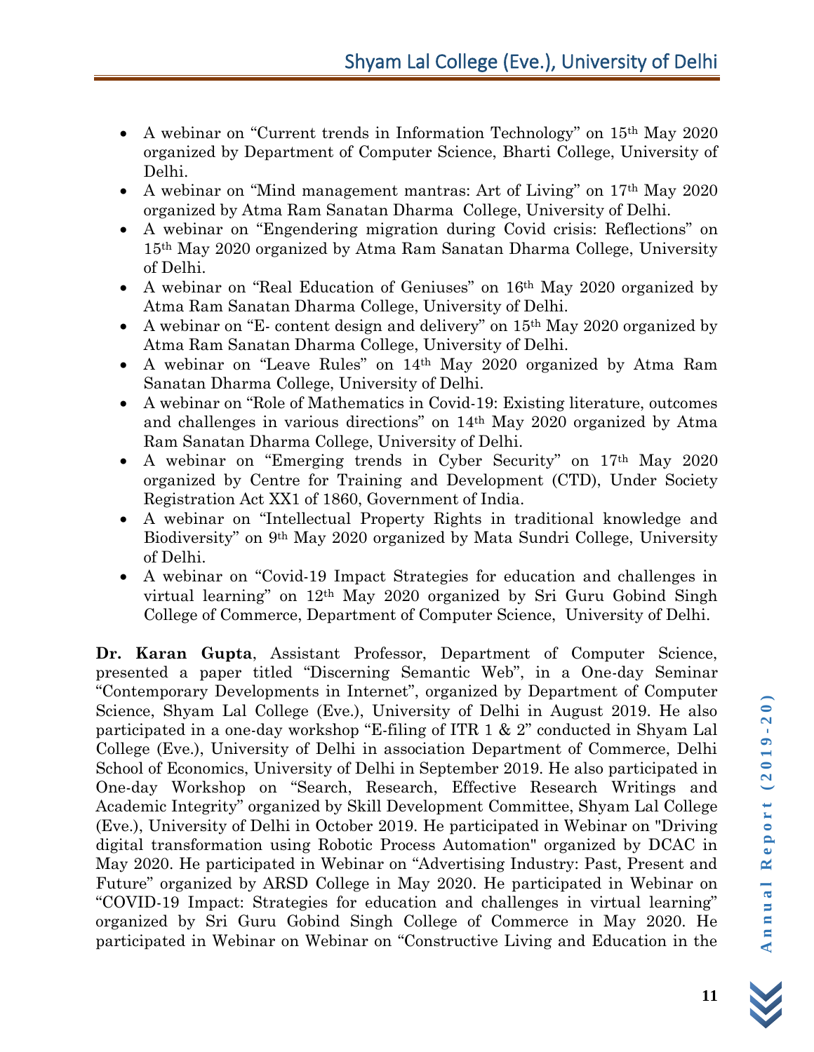- A webinar on "Current trends in Information Technology" on 15th May 2020 organized by Department of Computer Science, Bharti College, University of Delhi.
- A webinar on "Mind management mantras: Art of Living" on 17th May 2020 organized by Atma Ram Sanatan Dharma College, University of Delhi.
- A webinar on "Engendering migration during Covid crisis: Reflections" on 15th May 2020 organized by Atma Ram Sanatan Dharma College, University of Delhi.
- A webinar on "Real Education of Geniuses" on 16th May 2020 organized by Atma Ram Sanatan Dharma College, University of Delhi.
- A webinar on "E- content design and delivery" on 15th May 2020 organized by Atma Ram Sanatan Dharma College, University of Delhi.
- A webinar on "Leave Rules" on 14th May 2020 organized by Atma Ram Sanatan Dharma College, University of Delhi.
- A webinar on "Role of Mathematics in Covid-19: Existing literature, outcomes and challenges in various directions" on 14th May 2020 organized by Atma Ram Sanatan Dharma College, University of Delhi.
- A webinar on "Emerging trends in Cyber Security" on 17th May 2020 organized by Centre for Training and Development (CTD), Under Society Registration Act XX1 of 1860, Government of India.
- A webinar on "Intellectual Property Rights in traditional knowledge and Biodiversity" on 9th May 2020 organized by Mata Sundri College, University of Delhi.
- A webinar on "Covid-19 Impact Strategies for education and challenges in virtual learning" on 12th May 2020 organized by Sri Guru Gobind Singh College of Commerce, Department of Computer Science, University of Delhi.

**Dr. Karan Gupta**, Assistant Professor, Department of Computer Science, presented a paper titled "Discerning Semantic Web", in a One-day Seminar "Contemporary Developments in Internet", organized by Department of Computer Science, Shyam Lal College (Eve.), University of Delhi in August 2019. He also participated in a one-day workshop "E-filing of ITR 1 & 2" conducted in Shyam Lal College (Eve.), University of Delhi in association Department of Commerce, Delhi School of Economics, University of Delhi in September 2019. He also participated in One-day Workshop on "Search, Research, Effective Research Writings and Academic Integrity" organized by Skill Development Committee, Shyam Lal College (Eve.), University of Delhi in October 2019. He participated in Webinar on "Driving digital transformation using Robotic Process Automation" organized by DCAC in May 2020. He participated in Webinar on "Advertising Industry: Past, Present and Future" organized by ARSD College in May 2020. He participated in Webinar on "COVID-19 Impact: Strategies for education and challenges in virtual learning" organized by Sri Guru Gobind Singh College of Commerce in May 2020. He participated in Webinar on Webinar on "Constructive Living and Education in the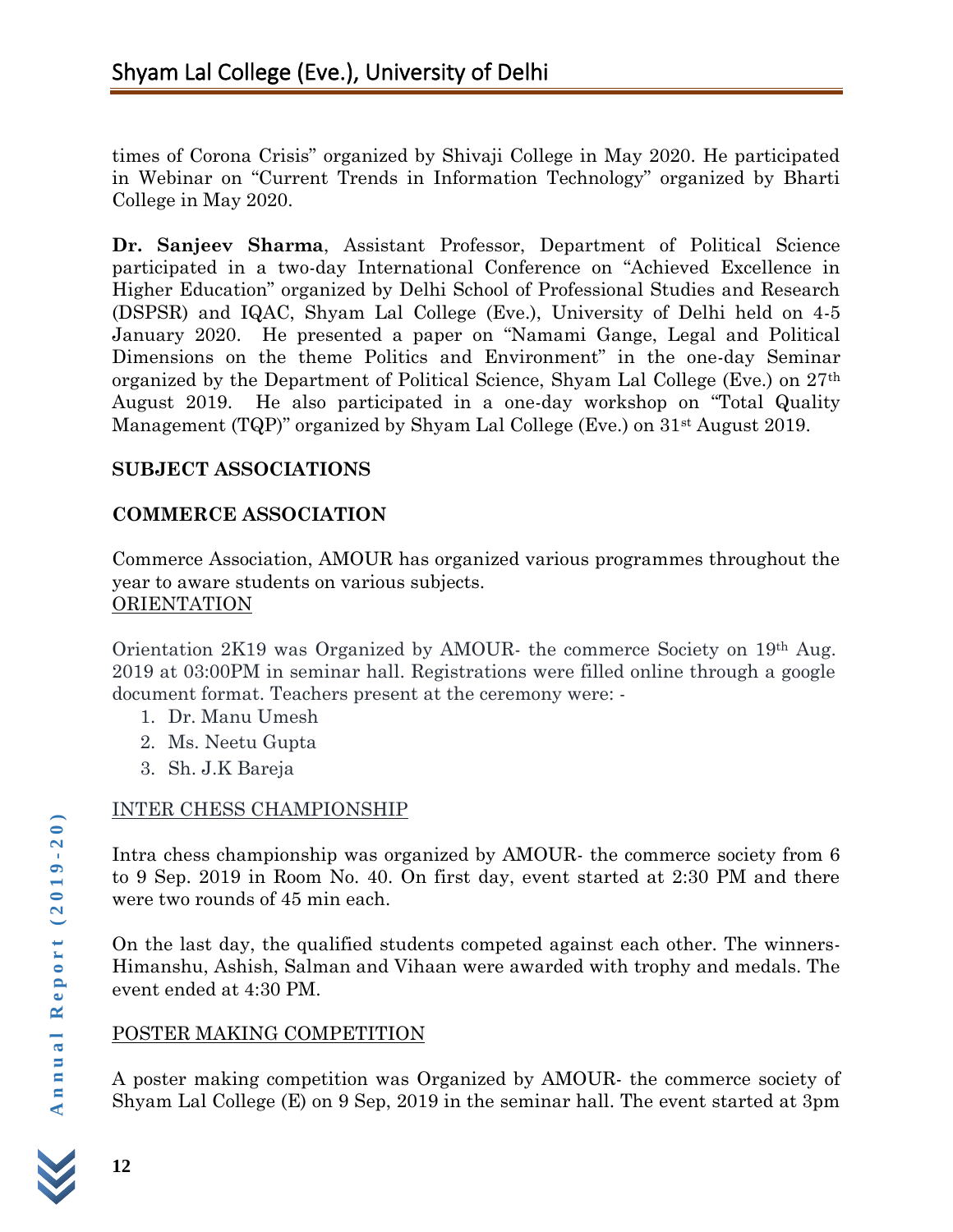times of Corona Crisis" organized by Shivaji College in May 2020. He participated in Webinar on "Current Trends in Information Technology" organized by Bharti College in May 2020.

**Dr. Sanjeev Sharma**, Assistant Professor, Department of Political Science participated in a two-day International Conference on "Achieved Excellence in Higher Education" organized by Delhi School of Professional Studies and Research (DSPSR) and IQAC, Shyam Lal College (Eve.), University of Delhi held on 4-5 January 2020. He presented a paper on "Namami Gange, Legal and Political Dimensions on the theme Politics and Environment" in the one-day Seminar organized by the Department of Political Science, Shyam Lal College (Eve.) on 27th August 2019. He also participated in a one-day workshop on "Total Quality Management (TQP)" organized by Shyam Lal College (Eve.) on 31st August 2019.

## SUBJECT ASSOCIATIONS

### COMMERCE ASSOCIATION

Commerce Association, AMOUR has organized various programmes throughout the year to aware students on various subjects.

ORIENTATION

Orientation 2K19 was Organized by AMOUR- the commerce Society on 19th Aug. 2019 at 03:00PM in seminar hall. Registrations were filled online through a google document format. Teachers present at the ceremony were: -

1. Dr. Manu Umesh
2. Ms. Neetu Gupta
3. Sh. J.K Bareja

INTER CHESS CHAMPIONSHIP

Intra chess championship was organized by AMOUR- the commerce society from 6 to 9 Sep. 2019 in Room No. 40. On first day, event started at 2:30 PM and there were two rounds of 45 min each.

On the last day, the qualified students competed against each other. The winners-Himanshu, Ashish, Salman and Vihaan were awarded with trophy and medals. The event ended at 4:30 PM.

POSTER MAKING COMPETITION

A poster making competition was Organized by AMOUR- the commerce society of Shyam Lal College (E) on 9 Sep, 2019 in the seminar hall. The event started at 3pm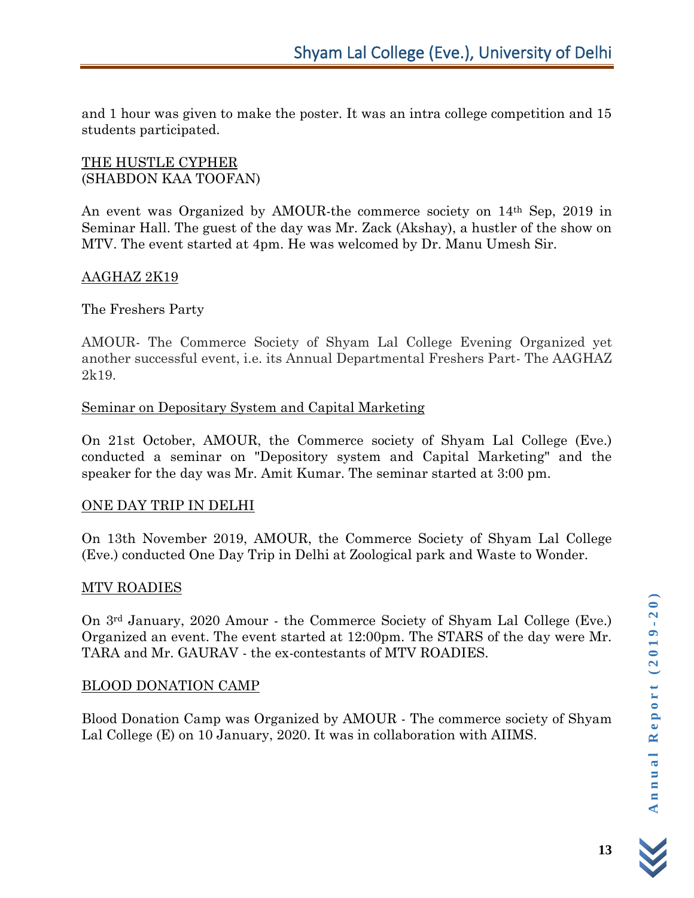and 1 hour was given to make the poster. It was an intra college competition and 15 students participated.

THE HUSTLE CYPHER
(SHABDON KAA TOOFAN)

An event was Organized by AMOUR-the commerce society on 14th Sep, 2019 in Seminar Hall. The guest of the day was Mr. Zack (Akshay), a hustler of the show on MTV. The event started at 4pm. He was welcomed by Dr. Manu Umesh Sir.

AAGHAZ 2K19

The Freshers Party

AMOUR- The Commerce Society of Shyam Lal College Evening Organized yet another successful event, i.e. its Annual Departmental Freshers Part- The AAGHAZ 2k19.

Seminar on Depositary System and Capital Marketing

On 21st October, AMOUR, the Commerce society of Shyam Lal College (Eve.) conducted a seminar on "Depository system and Capital Marketing" and the speaker for the day was Mr. Amit Kumar. The seminar started at 3:00 pm.

ONE DAY TRIP IN DELHI

On 13th November 2019, AMOUR, the Commerce Society of Shyam Lal College (Eve.) conducted One Day Trip in Delhi at Zoological park and Waste to Wonder.

MTV ROADIES

On 3rd January, 2020 Amour - the Commerce Society of Shyam Lal College (Eve.) Organized an event. The event started at 12:00pm. The STARS of the day were Mr. TARA and Mr. GAURAV - the ex-contestants of MTV ROADIES.

BLOOD DONATION CAMP

Blood Donation Camp was Organized by AMOUR - The commerce society of Shyam Lal College (E) on 10 January, 2020. It was in collaboration with AIIMS.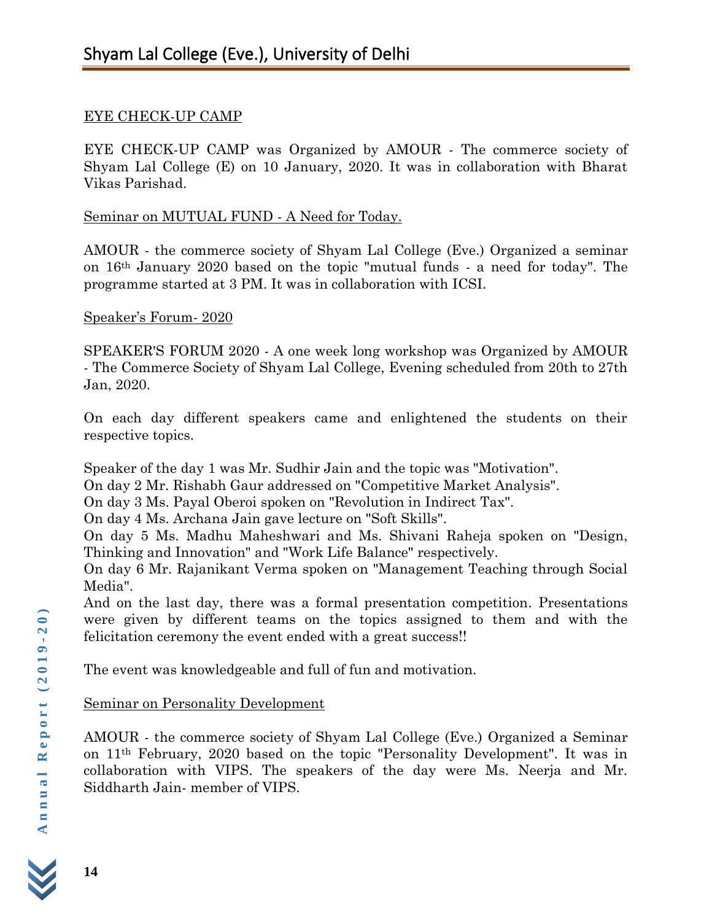## EYE CHECK-UP CAMP

EYE CHECK-UP CAMP was Organized by AMOUR - The commerce society of Shyam Lal College (E) on 10 January, 2020. It was in collaboration with Bharat Vikas Parishad.

## Seminar on MUTUAL FUND - A Need for Today.

AMOUR - the commerce society of Shyam Lal College (Eve.) Organized a seminar on 16th January 2020 based on the topic "mutual funds - a need for today". The programme started at 3 PM. It was in collaboration with ICSI.

## Speaker's Forum- 2020

SPEAKER'S FORUM 2020 - A one week long workshop was Organized by AMOUR - The Commerce Society of Shyam Lal College, Evening scheduled from 20th to 27th Jan, 2020.

On each day different speakers came and enlightened the students on their respective topics.

Speaker of the day 1 was Mr. Sudhir Jain and the topic was "Motivation".
On day 2 Mr. Rishabh Gaur addressed on "Competitive Market Analysis".
On day 3 Ms. Payal Oberoi spoken on "Revolution in Indirect Tax".
On day 4 Ms. Archana Jain gave lecture on "Soft Skills".
On day 5 Ms. Madhu Maheshwari and Ms. Shivani Raheja spoken on "Design, Thinking and Innovation" and "Work Life Balance" respectively.
On day 6 Mr. Rajanikant Verma spoken on "Management Teaching through Social Media".
And on the last day, there was a formal presentation competition. Presentations were given by different teams on the topics assigned to them and with the felicitation ceremony the event ended with a great success!!

The event was knowledgeable and full of fun and motivation.

## Seminar on Personality Development

AMOUR - the commerce society of Shyam Lal College (Eve.) Organized a Seminar on 11th February, 2020 based on the topic "Personality Development". It was in collaboration with VIPS. The speakers of the day were Ms. Neerja and Mr. Siddharth Jain- member of VIPS.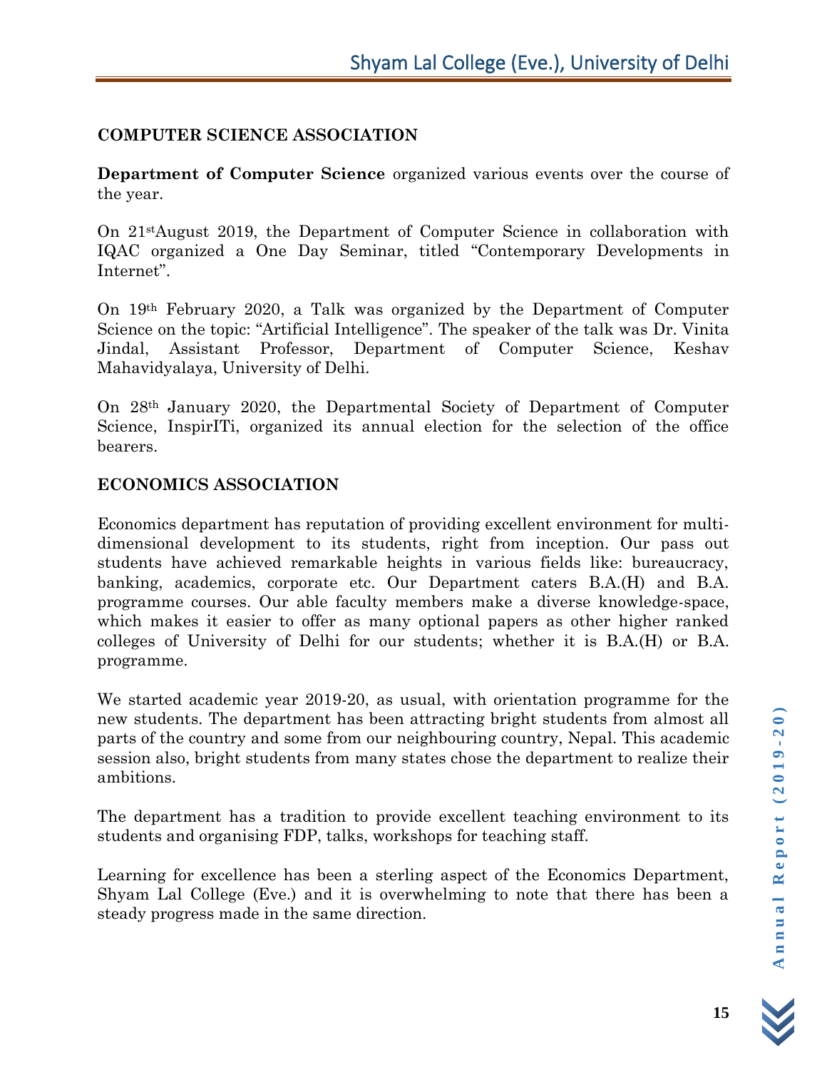## COMPUTER SCIENCE ASSOCIATION

**Department of Computer Science** organized various events over the course of the year.

On 21stAugust 2019, the Department of Computer Science in collaboration with IQAC organized a One Day Seminar, titled "Contemporary Developments in Internet".

On 19th February 2020, a Talk was organized by the Department of Computer Science on the topic: "Artificial Intelligence". The speaker of the talk was Dr. Vinita Jindal, Assistant Professor, Department of Computer Science, Keshav Mahavidyalaya, University of Delhi.

On 28th January 2020, the Departmental Society of Department of Computer Science, InspirITi, organized its annual election for the selection of the office bearers.

## ECONOMICS ASSOCIATION

Economics department has reputation of providing excellent environment for multi-dimensional development to its students, right from inception. Our pass out students have achieved remarkable heights in various fields like: bureaucracy, banking, academics, corporate etc. Our Department caters B.A.(H) and B.A. programme courses. Our able faculty members make a diverse knowledge-space, which makes it easier to offer as many optional papers as other higher ranked colleges of University of Delhi for our students; whether it is B.A.(H) or B.A. programme.

We started academic year 2019-20, as usual, with orientation programme for the new students. The department has been attracting bright students from almost all parts of the country and some from our neighbouring country, Nepal. This academic session also, bright students from many states chose the department to realize their ambitions.

The department has a tradition to provide excellent teaching environment to its students and organising FDP, talks, workshops for teaching staff.

Learning for excellence has been a sterling aspect of the Economics Department, Shyam Lal College (Eve.) and it is overwhelming to note that there has been a steady progress made in the same direction.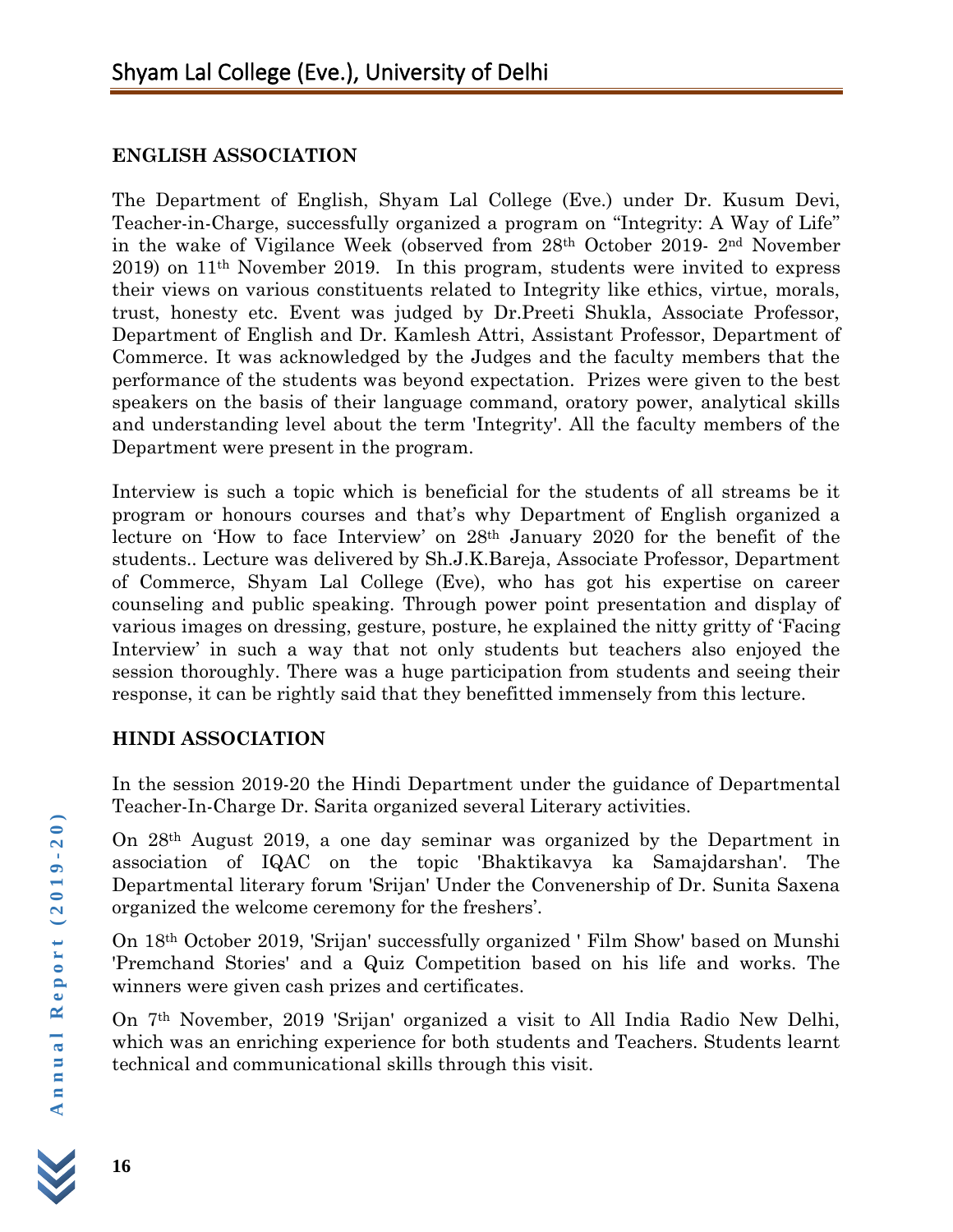## ENGLISH ASSOCIATION

The Department of English, Shyam Lal College (Eve.) under Dr. Kusum Devi, Teacher-in-Charge, successfully organized a program on "Integrity: A Way of Life" in the wake of Vigilance Week (observed from 28th October 2019- 2nd November 2019) on 11th November 2019. In this program, students were invited to express their views on various constituents related to Integrity like ethics, virtue, morals, trust, honesty etc. Event was judged by Dr.Preeti Shukla, Associate Professor, Department of English and Dr. Kamlesh Attri, Assistant Professor, Department of Commerce. It was acknowledged by the Judges and the faculty members that the performance of the students was beyond expectation. Prizes were given to the best speakers on the basis of their language command, oratory power, analytical skills and understanding level about the term 'Integrity'. All the faculty members of the Department were present in the program.

Interview is such a topic which is beneficial for the students of all streams be it program or honours courses and that's why Department of English organized a lecture on 'How to face Interview' on 28th January 2020 for the benefit of the students.. Lecture was delivered by Sh.J.K.Bareja, Associate Professor, Department of Commerce, Shyam Lal College (Eve), who has got his expertise on career counseling and public speaking. Through power point presentation and display of various images on dressing, gesture, posture, he explained the nitty gritty of 'Facing Interview' in such a way that not only students but teachers also enjoyed the session thoroughly. There was a huge participation from students and seeing their response, it can be rightly said that they benefitted immensely from this lecture.

## HINDI ASSOCIATION

In the session 2019-20 the Hindi Department under the guidance of Departmental Teacher-In-Charge Dr. Sarita organized several Literary activities.

On 28th August 2019, a one day seminar was organized by the Department in association of IQAC on the topic 'Bhaktikavya ka Samajdarshan'. The Departmental literary forum 'Srijan' Under the Convenership of Dr. Sunita Saxena organized the welcome ceremony for the freshers'.

On 18th October 2019, 'Srijan' successfully organized ' Film Show' based on Munshi 'Premchand Stories' and a Quiz Competition based on his life and works. The winners were given cash prizes and certificates.

On 7th November, 2019 'Srijan' organized a visit to All India Radio New Delhi, which was an enriching experience for both students and Teachers. Students learnt technical and communicational skills through this visit.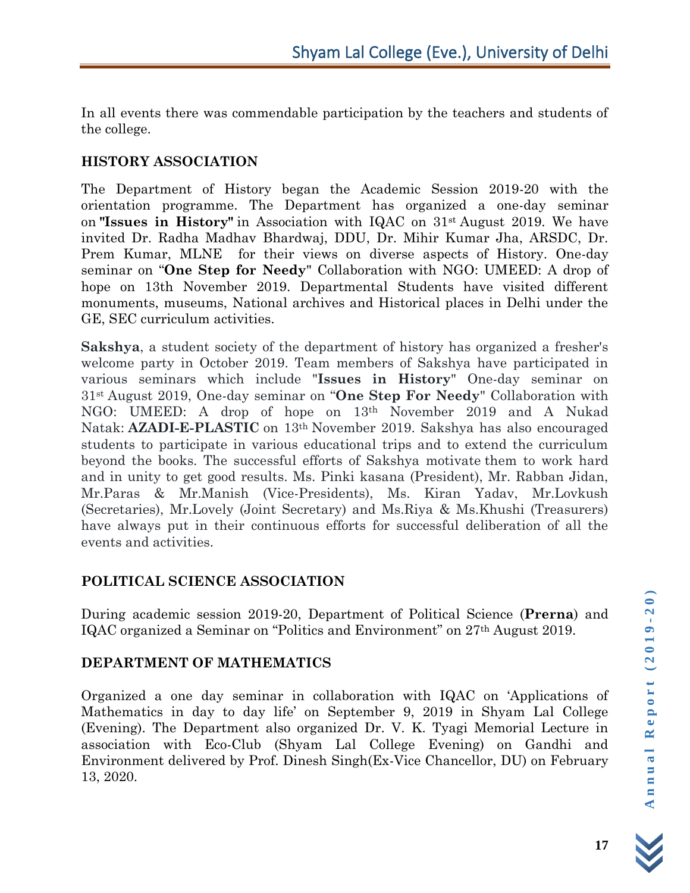In all events there was commendable participation by the teachers and students of the college.

## HISTORY ASSOCIATION

The Department of History began the Academic Session 2019-20 with the orientation programme. The Department has organized a one-day seminar on **"Issues in History"** in Association with IQAC on 31st August 2019. We have invited Dr. Radha Madhav Bhardwaj, DDU, Dr. Mihir Kumar Jha, ARSDC, Dr. Prem Kumar, MLNE for their views on diverse aspects of History. One-day seminar on "**One Step for Needy**" Collaboration with NGO: UMEED: A drop of hope on 13th November 2019. Departmental Students have visited different monuments, museums, National archives and Historical places in Delhi under the GE, SEC curriculum activities.

**Sakshya**, a student society of the department of history has organized a fresher's welcome party in October 2019. Team members of Sakshya have participated in various seminars which include "**Issues in History**" One-day seminar on 31st August 2019, One-day seminar on "**One Step For Needy**" Collaboration with NGO: UMEED: A drop of hope on 13th November 2019 and A Nukad Natak: **AZADI-E-PLASTIC** on 13th November 2019. Sakshya has also encouraged students to participate in various educational trips and to extend the curriculum beyond the books. The successful efforts of Sakshya motivate them to work hard and in unity to get good results. Ms. Pinki kasana (President), Mr. Rabban Jidan, Mr.Paras & Mr.Manish (Vice-Presidents), Ms. Kiran Yadav, Mr.Lovkush (Secretaries), Mr.Lovely (Joint Secretary) and Ms.Riya & Ms.Khushi (Treasurers) have always put in their continuous efforts for successful deliberation of all the events and activities.

## POLITICAL SCIENCE ASSOCIATION

During academic session 2019-20, Department of Political Science (**Prerna**) and IQAC organized a Seminar on "Politics and Environment" on 27th August 2019.

## DEPARTMENT OF MATHEMATICS

Organized a one day seminar in collaboration with IQAC on 'Applications of Mathematics in day to day life' on September 9, 2019 in Shyam Lal College (Evening). The Department also organized Dr. V. K. Tyagi Memorial Lecture in association with Eco-Club (Shyam Lal College Evening) on Gandhi and Environment delivered by Prof. Dinesh Singh(Ex-Vice Chancellor, DU) on February 13, 2020.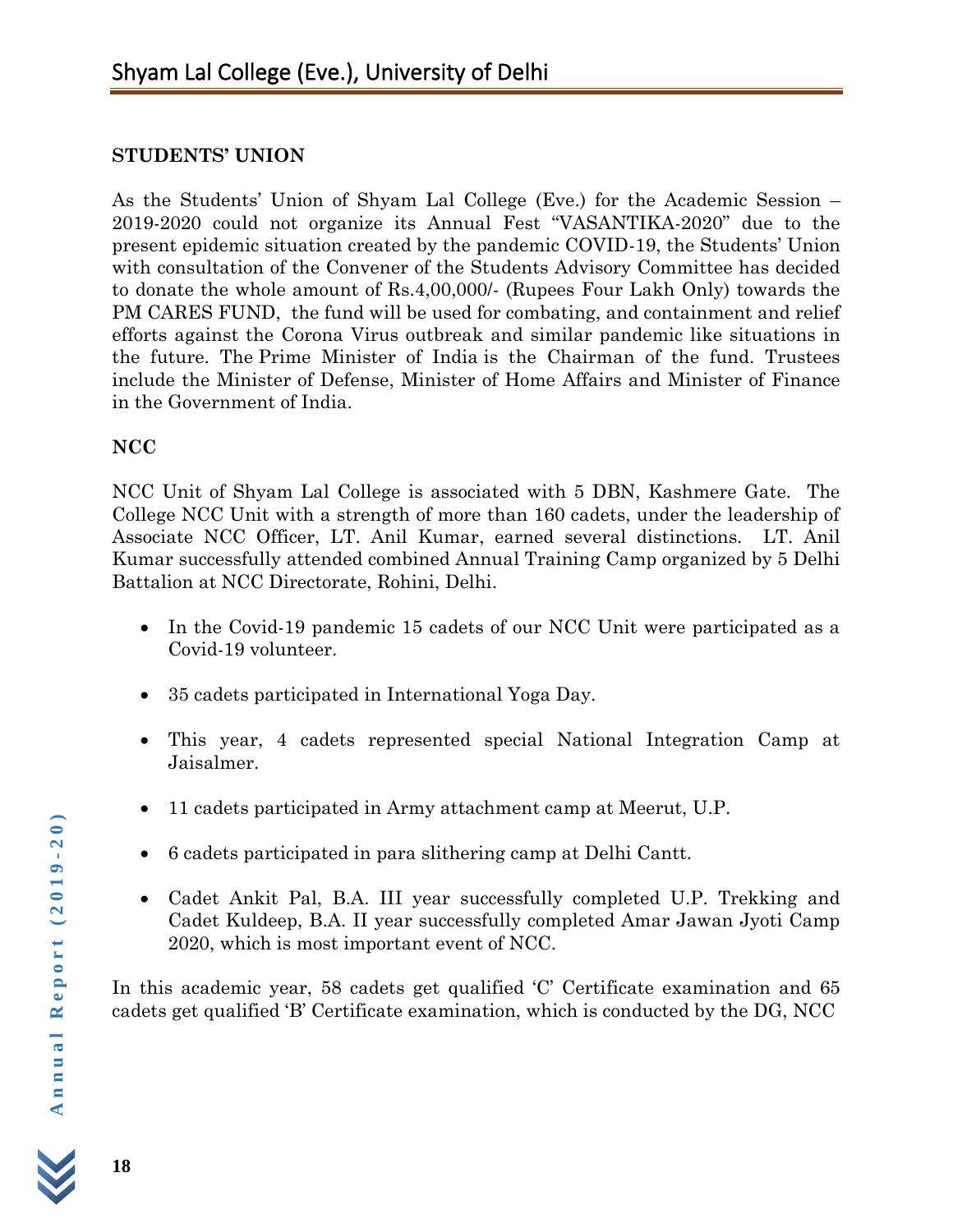**STUDENTS' UNION**

As the Students' Union of Shyam Lal College (Eve.) for the Academic Session – 2019-2020 could not organize its Annual Fest "VASANTIKA-2020" due to the present epidemic situation created by the pandemic COVID-19, the Students' Union with consultation of the Convener of the Students Advisory Committee has decided to donate the whole amount of Rs.4,00,000/- (Rupees Four Lakh Only) towards the PM CARES FUND, the fund will be used for combating, and containment and relief efforts against the Corona Virus outbreak and similar pandemic like situations in the future. The Prime Minister of India is the Chairman of the fund. Trustees include the Minister of Defense, Minister of Home Affairs and Minister of Finance in the Government of India.

**NCC**

NCC Unit of Shyam Lal College is associated with 5 DBN, Kashmere Gate. The College NCC Unit with a strength of more than 160 cadets, under the leadership of Associate NCC Officer, LT. Anil Kumar, earned several distinctions. LT. Anil Kumar successfully attended combined Annual Training Camp organized by 5 Delhi Battalion at NCC Directorate, Rohini, Delhi.

- In the Covid-19 pandemic 15 cadets of our NCC Unit were participated as a Covid-19 volunteer.
- 35 cadets participated in International Yoga Day.
- This year, 4 cadets represented special National Integration Camp at Jaisalmer.
- 11 cadets participated in Army attachment camp at Meerut, U.P.
- 6 cadets participated in para slithering camp at Delhi Cantt.
- Cadet Ankit Pal, B.A. III year successfully completed U.P. Trekking and Cadet Kuldeep, B.A. II year successfully completed Amar Jawan Jyoti Camp 2020, which is most important event of NCC.

In this academic year, 58 cadets get qualified 'C' Certificate examination and 65 cadets get qualified 'B' Certificate examination, which is conducted by the DG, NCC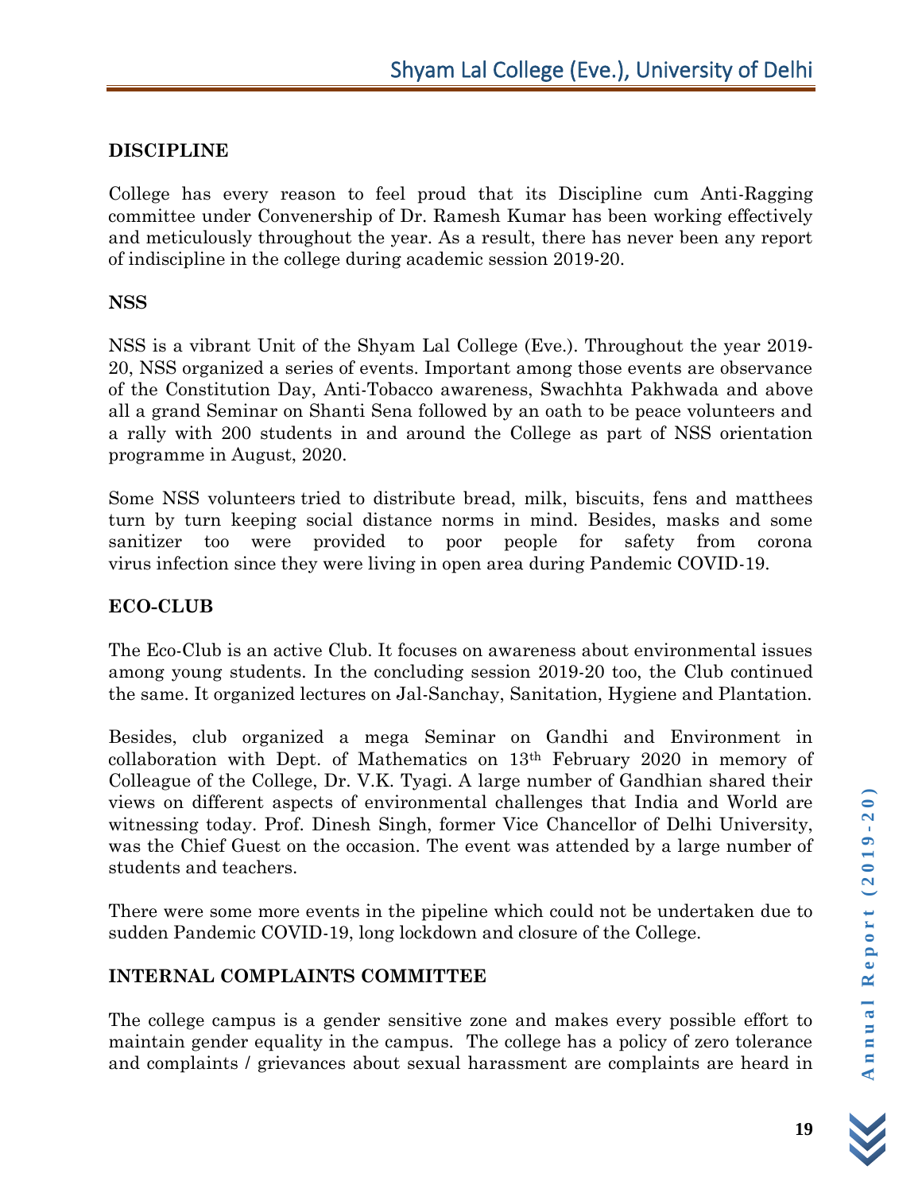## DISCIPLINE

College has every reason to feel proud that its Discipline cum Anti-Ragging committee under Convenership of Dr. Ramesh Kumar has been working effectively and meticulously throughout the year. As a result, there has never been any report of indiscipline in the college during academic session 2019-20.

## NSS

NSS is a vibrant Unit of the Shyam Lal College (Eve.). Throughout the year 2019-20, NSS organized a series of events. Important among those events are observance of the Constitution Day, Anti-Tobacco awareness, Swachhta Pakhwada and above all a grand Seminar on Shanti Sena followed by an oath to be peace volunteers and a rally with 200 students in and around the College as part of NSS orientation programme in August, 2020.

Some NSS volunteers tried to distribute bread, milk, biscuits, fens and matthees turn by turn keeping social distance norms in mind. Besides, masks and some sanitizer too were provided to poor people for safety from corona virus infection since they were living in open area during Pandemic COVID-19.

## ECO-CLUB

The Eco-Club is an active Club. It focuses on awareness about environmental issues among young students. In the concluding session 2019-20 too, the Club continued the same. It organized lectures on Jal-Sanchay, Sanitation, Hygiene and Plantation.

Besides, club organized a mega Seminar on Gandhi and Environment in collaboration with Dept. of Mathematics on 13th February 2020 in memory of Colleague of the College, Dr. V.K. Tyagi. A large number of Gandhian shared their views on different aspects of environmental challenges that India and World are witnessing today. Prof. Dinesh Singh, former Vice Chancellor of Delhi University, was the Chief Guest on the occasion. The event was attended by a large number of students and teachers.

There were some more events in the pipeline which could not be undertaken due to sudden Pandemic COVID-19, long lockdown and closure of the College.

## INTERNAL COMPLAINTS COMMITTEE

The college campus is a gender sensitive zone and makes every possible effort to maintain gender equality in the campus. The college has a policy of zero tolerance and complaints / grievances about sexual harassment are complaints are heard in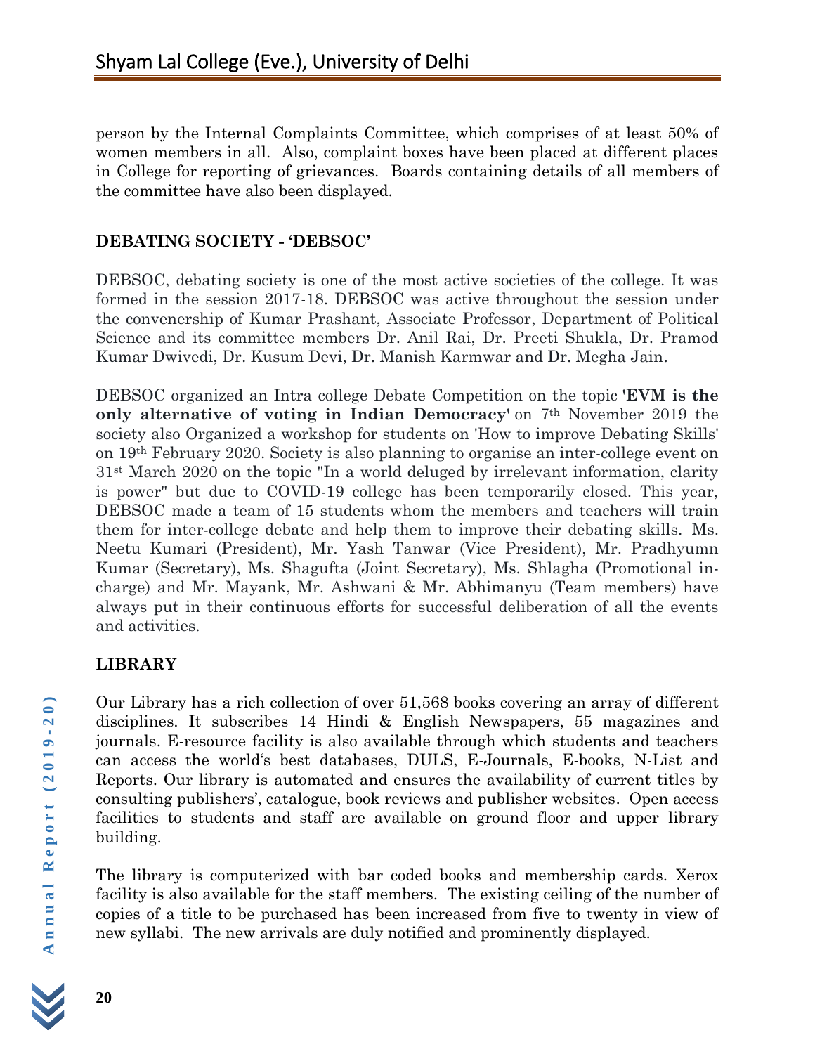person by the Internal Complaints Committee, which comprises of at least 50% of women members in all. Also, complaint boxes have been placed at different places in College for reporting of grievances. Boards containing details of all members of the committee have also been displayed.

## DEBATING SOCIETY - 'DEBSOC'

DEBSOC, debating society is one of the most active societies of the college. It was formed in the session 2017-18. DEBSOC was active throughout the session under the convenership of Kumar Prashant, Associate Professor, Department of Political Science and its committee members Dr. Anil Rai, Dr. Preeti Shukla, Dr. Pramod Kumar Dwivedi, Dr. Kusum Devi, Dr. Manish Karmwar and Dr. Megha Jain.

DEBSOC organized an Intra college Debate Competition on the topic **'EVM is the only alternative of voting in Indian Democracy'** on 7th November 2019 the society also Organized a workshop for students on 'How to improve Debating Skills' on 19th February 2020. Society is also planning to organise an inter-college event on 31st March 2020 on the topic "In a world deluged by irrelevant information, clarity is power" but due to COVID-19 college has been temporarily closed. This year, DEBSOC made a team of 15 students whom the members and teachers will train them for inter-college debate and help them to improve their debating skills. Ms. Neetu Kumari (President), Mr. Yash Tanwar (Vice President), Mr. Pradhyumn Kumar (Secretary), Ms. Shagufta (Joint Secretary), Ms. Shlagha (Promotional in-charge) and Mr. Mayank, Mr. Ashwani & Mr. Abhimanyu (Team members) have always put in their continuous efforts for successful deliberation of all the events and activities.

## LIBRARY

Our Library has a rich collection of over 51,568 books covering an array of different disciplines. It subscribes 14 Hindi & English Newspapers, 55 magazines and journals. E-resource facility is also available through which students and teachers can access the world's best databases, DULS, E-Journals, E-books, N-List and Reports. Our library is automated and ensures the availability of current titles by consulting publishers', catalogue, book reviews and publisher websites. Open access facilities to students and staff are available on ground floor and upper library building.

The library is computerized with bar coded books and membership cards. Xerox facility is also available for the staff members. The existing ceiling of the number of copies of a title to be purchased has been increased from five to twenty in view of new syllabi. The new arrivals are duly notified and prominently displayed.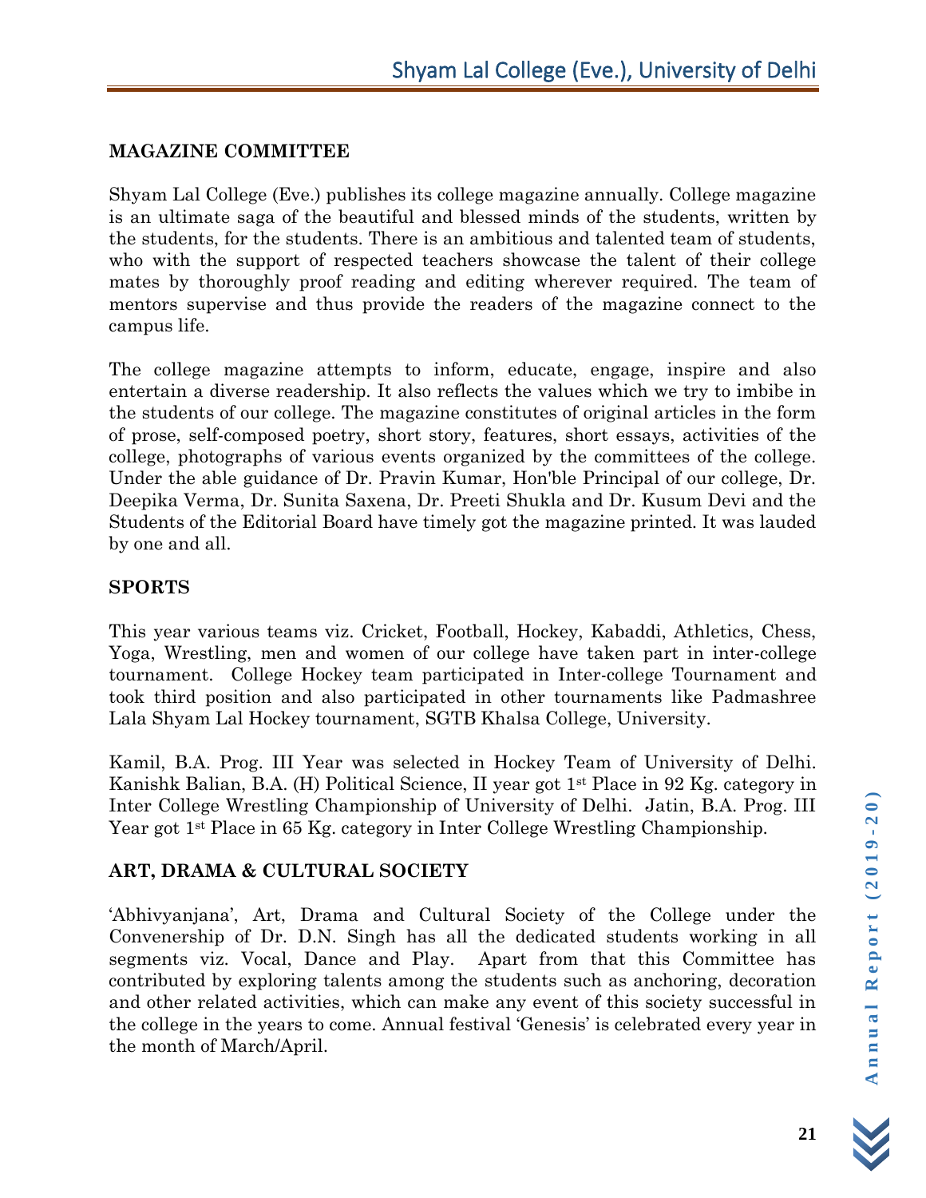## MAGAZINE COMMITTEE

Shyam Lal College (Eve.) publishes its college magazine annually. College magazine is an ultimate saga of the beautiful and blessed minds of the students, written by the students, for the students. There is an ambitious and talented team of students, who with the support of respected teachers showcase the talent of their college mates by thoroughly proof reading and editing wherever required. The team of mentors supervise and thus provide the readers of the magazine connect to the campus life.

The college magazine attempts to inform, educate, engage, inspire and also entertain a diverse readership. It also reflects the values which we try to imbibe in the students of our college. The magazine constitutes of original articles in the form of prose, self-composed poetry, short story, features, short essays, activities of the college, photographs of various events organized by the committees of the college. Under the able guidance of Dr. Pravin Kumar, Hon'ble Principal of our college, Dr. Deepika Verma, Dr. Sunita Saxena, Dr. Preeti Shukla and Dr. Kusum Devi and the Students of the Editorial Board have timely got the magazine printed. It was lauded by one and all.

## SPORTS

This year various teams viz. Cricket, Football, Hockey, Kabaddi, Athletics, Chess, Yoga, Wrestling, men and women of our college have taken part in inter-college tournament. College Hockey team participated in Inter-college Tournament and took third position and also participated in other tournaments like Padmashree Lala Shyam Lal Hockey tournament, SGTB Khalsa College, University.

Kamil, B.A. Prog. III Year was selected in Hockey Team of University of Delhi. Kanishk Balian, B.A. (H) Political Science, II year got 1st Place in 92 Kg. category in Inter College Wrestling Championship of University of Delhi. Jatin, B.A. Prog. III Year got 1st Place in 65 Kg. category in Inter College Wrestling Championship.

## ART, DRAMA & CULTURAL SOCIETY

'Abhivyanjana', Art, Drama and Cultural Society of the College under the Convenership of Dr. D.N. Singh has all the dedicated students working in all segments viz. Vocal, Dance and Play. Apart from that this Committee has contributed by exploring talents among the students such as anchoring, decoration and other related activities, which can make any event of this society successful in the college in the years to come. Annual festival 'Genesis' is celebrated every year in the month of March/April.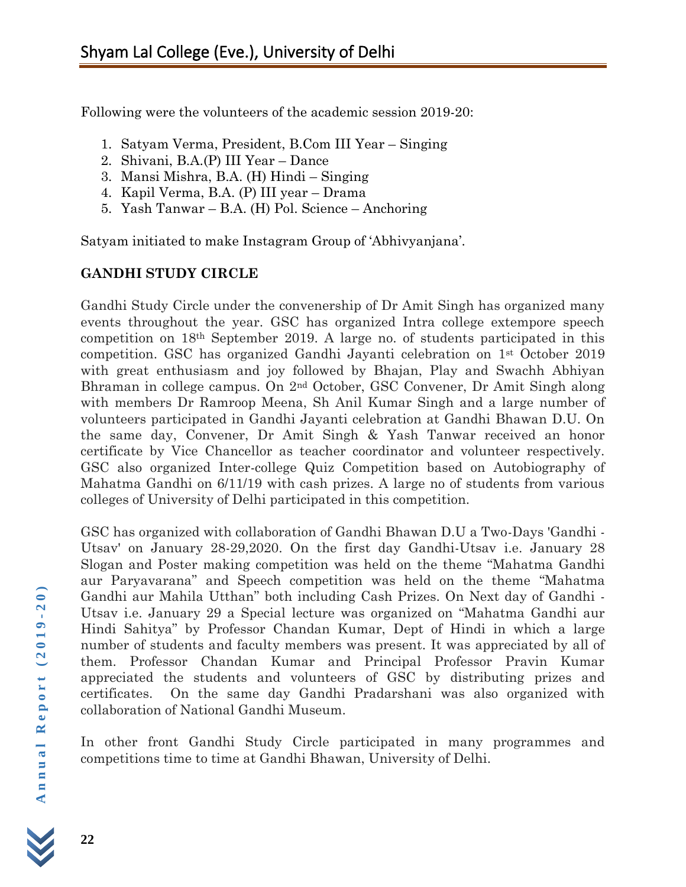Following were the volunteers of the academic session 2019-20:

1. Satyam Verma, President, B.Com III Year – Singing
2. Shivani, B.A.(P) III Year – Dance
3. Mansi Mishra, B.A. (H) Hindi – Singing
4. Kapil Verma, B.A. (P) III year – Drama
5. Yash Tanwar – B.A. (H) Pol. Science – Anchoring

Satyam initiated to make Instagram Group of 'Abhivyanjana'.

**GANDHI STUDY CIRCLE**

Gandhi Study Circle under the convenership of Dr Amit Singh has organized many events throughout the year. GSC has organized Intra college extempore speech competition on 18th September 2019. A large no. of students participated in this competition. GSC has organized Gandhi Jayanti celebration on 1st October 2019 with great enthusiasm and joy followed by Bhajan, Play and Swachh Abhiyan Bhraman in college campus. On 2nd October, GSC Convener, Dr Amit Singh along with members Dr Ramroop Meena, Sh Anil Kumar Singh and a large number of volunteers participated in Gandhi Jayanti celebration at Gandhi Bhawan D.U. On the same day, Convener, Dr Amit Singh & Yash Tanwar received an honor certificate by Vice Chancellor as teacher coordinator and volunteer respectively. GSC also organized Inter-college Quiz Competition based on Autobiography of Mahatma Gandhi on 6/11/19 with cash prizes. A large no of students from various colleges of University of Delhi participated in this competition.

GSC has organized with collaboration of Gandhi Bhawan D.U a Two-Days 'Gandhi - Utsav' on January 28-29,2020. On the first day Gandhi-Utsav i.e. January 28 Slogan and Poster making competition was held on the theme "Mahatma Gandhi aur Paryavarana" and Speech competition was held on the theme "Mahatma Gandhi aur Mahila Utthan" both including Cash Prizes. On Next day of Gandhi - Utsav i.e. January 29 a Special lecture was organized on "Mahatma Gandhi aur Hindi Sahitya" by Professor Chandan Kumar, Dept of Hindi in which a large number of students and faculty members was present. It was appreciated by all of them. Professor Chandan Kumar and Principal Professor Pravin Kumar appreciated the students and volunteers of GSC by distributing prizes and certificates. On the same day Gandhi Pradarshani was also organized with collaboration of National Gandhi Museum.

In other front Gandhi Study Circle participated in many programmes and competitions time to time at Gandhi Bhawan, University of Delhi.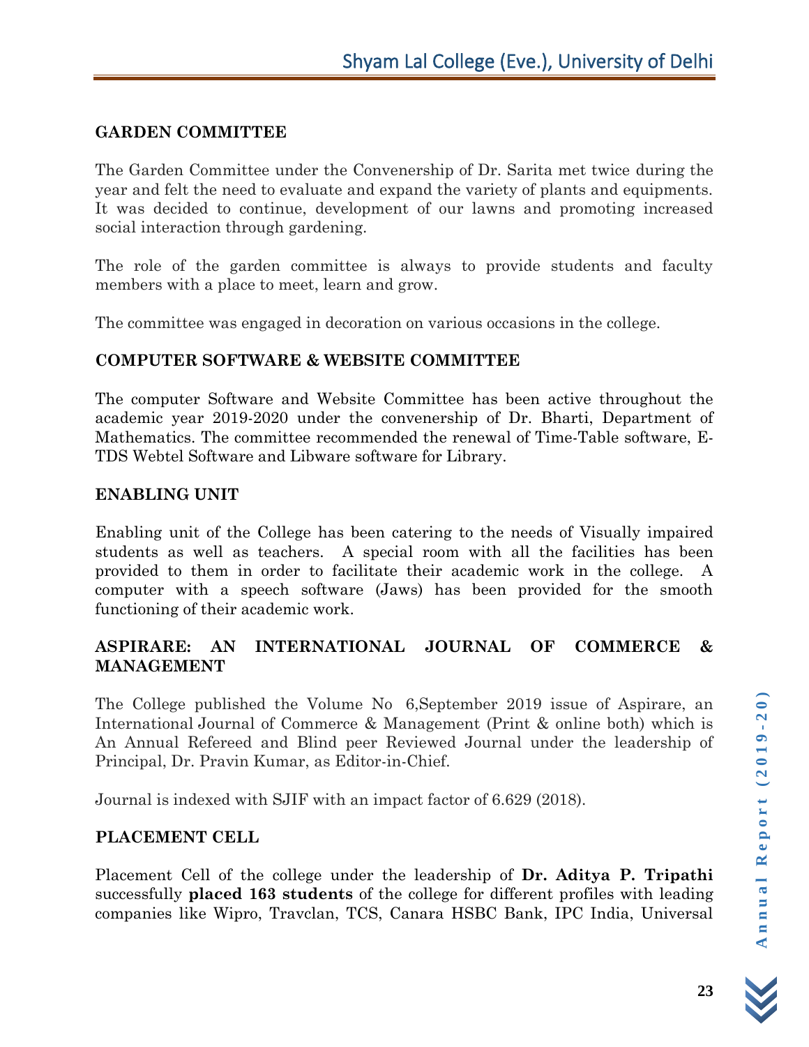## GARDEN COMMITTEE

The Garden Committee under the Convenership of Dr. Sarita met twice during the year and felt the need to evaluate and expand the variety of plants and equipments. It was decided to continue, development of our lawns and promoting increased social interaction through gardening.

The role of the garden committee is always to provide students and faculty members with a place to meet, learn and grow.

The committee was engaged in decoration on various occasions in the college.

## COMPUTER SOFTWARE & WEBSITE COMMITTEE

The computer Software and Website Committee has been active throughout the academic year 2019-2020 under the convenership of Dr. Bharti, Department of Mathematics. The committee recommended the renewal of Time-Table software, E-TDS Webtel Software and Libware software for Library.

## ENABLING UNIT

Enabling unit of the College has been catering to the needs of Visually impaired students as well as teachers. A special room with all the facilities has been provided to them in order to facilitate their academic work in the college. A computer with a speech software (Jaws) has been provided for the smooth functioning of their academic work.

## ASPIRARE: AN INTERNATIONAL JOURNAL OF COMMERCE & MANAGEMENT

The College published the Volume No 6,September 2019 issue of Aspirare, an International Journal of Commerce & Management (Print & online both) which is An Annual Refereed and Blind peer Reviewed Journal under the leadership of Principal, Dr. Pravin Kumar, as Editor-in-Chief.

Journal is indexed with SJIF with an impact factor of 6.629 (2018).

## PLACEMENT CELL

Placement Cell of the college under the leadership of **Dr. Aditya P. Tripathi** successfully **placed 163 students** of the college for different profiles with leading companies like Wipro, Travclan, TCS, Canara HSBC Bank, IPC India, Universal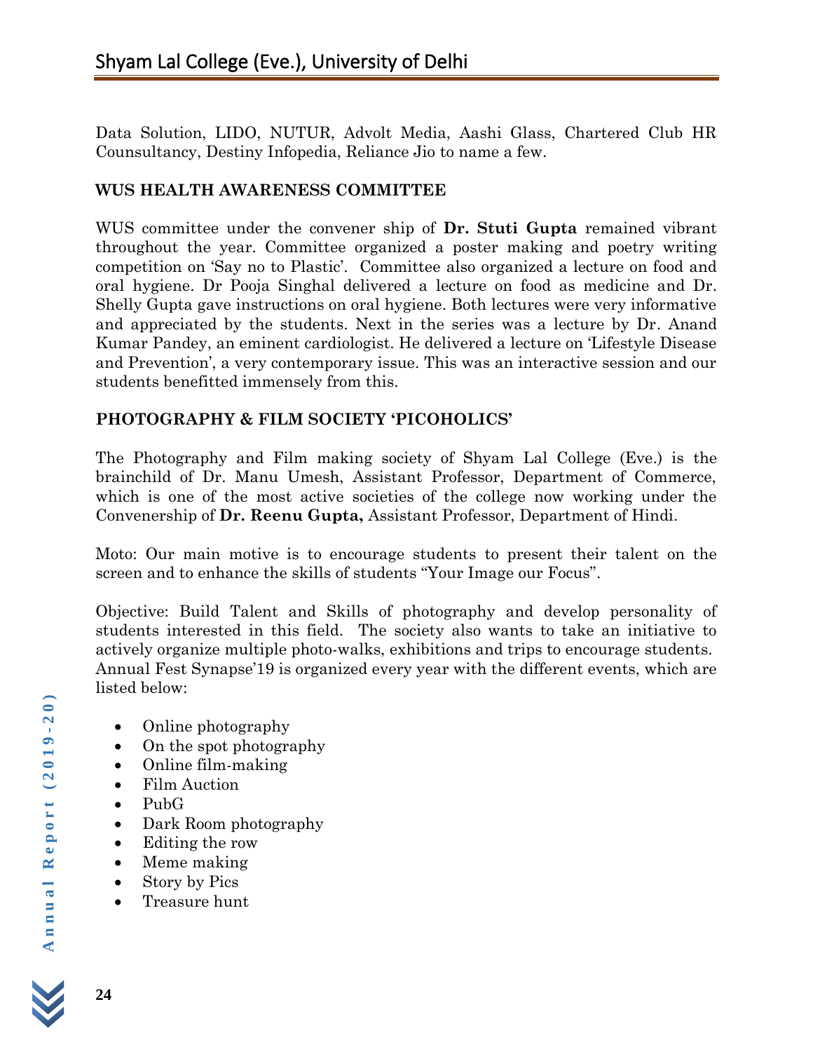Data Solution, LIDO, NUTUR, Advolt Media, Aashi Glass, Chartered Club HR Counsultancy, Destiny Infopedia, Reliance Jio to name a few.

**WUS HEALTH AWARENESS COMMITTEE**

WUS committee under the convener ship of **Dr. Stuti Gupta** remained vibrant throughout the year. Committee organized a poster making and poetry writing competition on 'Say no to Plastic'. Committee also organized a lecture on food and oral hygiene. Dr Pooja Singhal delivered a lecture on food as medicine and Dr. Shelly Gupta gave instructions on oral hygiene. Both lectures were very informative and appreciated by the students. Next in the series was a lecture by Dr. Anand Kumar Pandey, an eminent cardiologist. He delivered a lecture on 'Lifestyle Disease and Prevention', a very contemporary issue. This was an interactive session and our students benefitted immensely from this.

**PHOTOGRAPHY & FILM SOCIETY 'PICOHOLICS'**

The Photography and Film making society of Shyam Lal College (Eve.) is the brainchild of Dr. Manu Umesh, Assistant Professor, Department of Commerce, which is one of the most active societies of the college now working under the Convenership of **Dr. Reenu Gupta,** Assistant Professor, Department of Hindi.

Moto: Our main motive is to encourage students to present their talent on the screen and to enhance the skills of students "Your Image our Focus".

Objective: Build Talent and Skills of photography and develop personality of students interested in this field. The society also wants to take an initiative to actively organize multiple photo-walks, exhibitions and trips to encourage students. Annual Fest Synapse'19 is organized every year with the different events, which are listed below:

- Online photography
- On the spot photography
- Online film-making
- Film Auction
- PubG
- Dark Room photography
- Editing the row
- Meme making
- Story by Pics
- Treasure hunt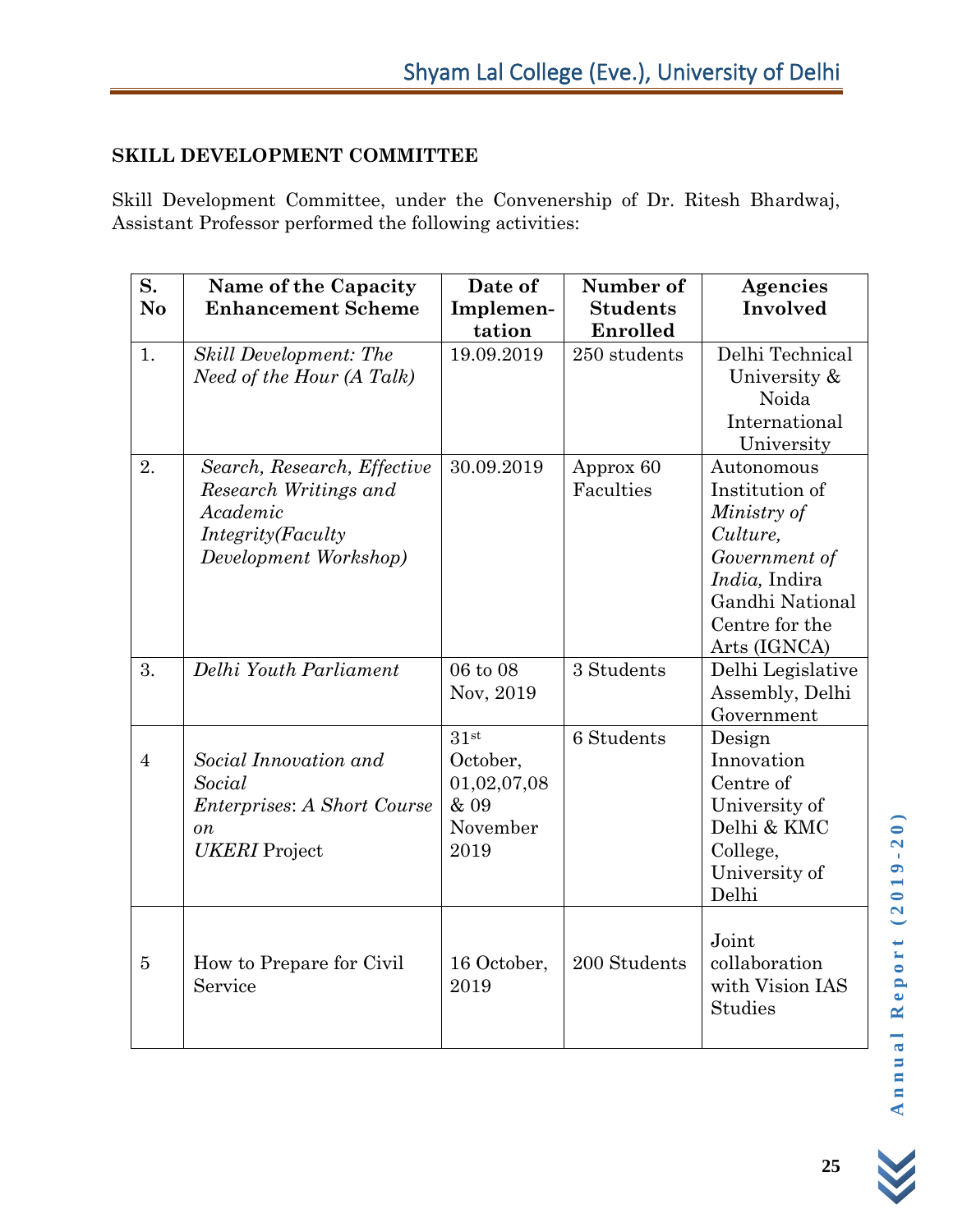## SKILL DEVELOPMENT COMMITTEE

Skill Development Committee, under the Convenership of Dr. Ritesh Bhardwaj, Assistant Professor performed the following activities:

| S. No | Name of the Capacity Enhancement Scheme | Date of Implementation | Number of Students Enrolled | Agencies Involved |
|---|---|---|---|---|
| 1. | *Skill Development: The Need of the Hour (A Talk)* | 19.09.2019 | 250 students | Delhi Technical University & Noida International University |
| 2. | *Search, Research, Effective Research Writings and Academic Integrity(Faculty Development Workshop)* | 30.09.2019 | Approx 60 Faculties | Autonomous Institution of *Ministry of Culture, Government of India,* Indira Gandhi National Centre for the Arts (IGNCA) |
| 3. | *Delhi Youth Parliament* | 06 to 08 Nov, 2019 | 3 Students | Delhi Legislative Assembly, Delhi Government |
| 4 | *Social Innovation and Social Enterprises*: *A Short Course on UKERI* Project | 31st October, 01,02,07,08 & 09 November 2019 | 6 Students | Design Innovation Centre of University of Delhi & KMC College, University of Delhi |
| 5 | How to Prepare for Civil Service | 16 October, 2019 | 200 Students | Joint collaboration with Vision IAS Studies |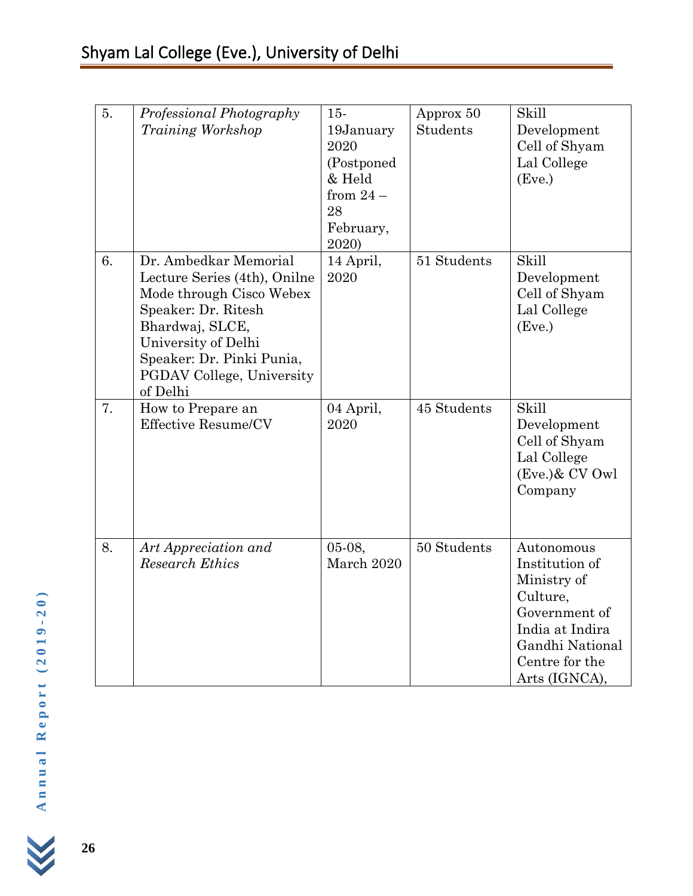| 5. | *Professional Photography Training Workshop* | 15-19January 2020 (Postponed & Held from 24 – 28 February, 2020) | Approx 50 Students | Skill Development Cell of Shyam Lal College (Eve.) |
|---|---|---|---|---|
| 6. | Dr. Ambedkar Memorial Lecture Series (4th), Onilne Mode through Cisco Webex Speaker: Dr. Ritesh Bhardwaj, SLCE, University of Delhi Speaker: Dr. Pinki Punia, PGDAV College, University of Delhi | 14 April, 2020 | 51 Students | Skill Development Cell of Shyam Lal College (Eve.) |
| 7. | How to Prepare an Effective Resume/CV | 04 April, 2020 | 45 Students | Skill Development Cell of Shyam Lal College (Eve.)& CV Owl Company |
| 8. | *Art Appreciation and Research Ethics* | 05-08, March 2020 | 50 Students | Autonomous Institution of Ministry of Culture, Government of India at Indira Gandhi National Centre for the Arts (IGNCA), |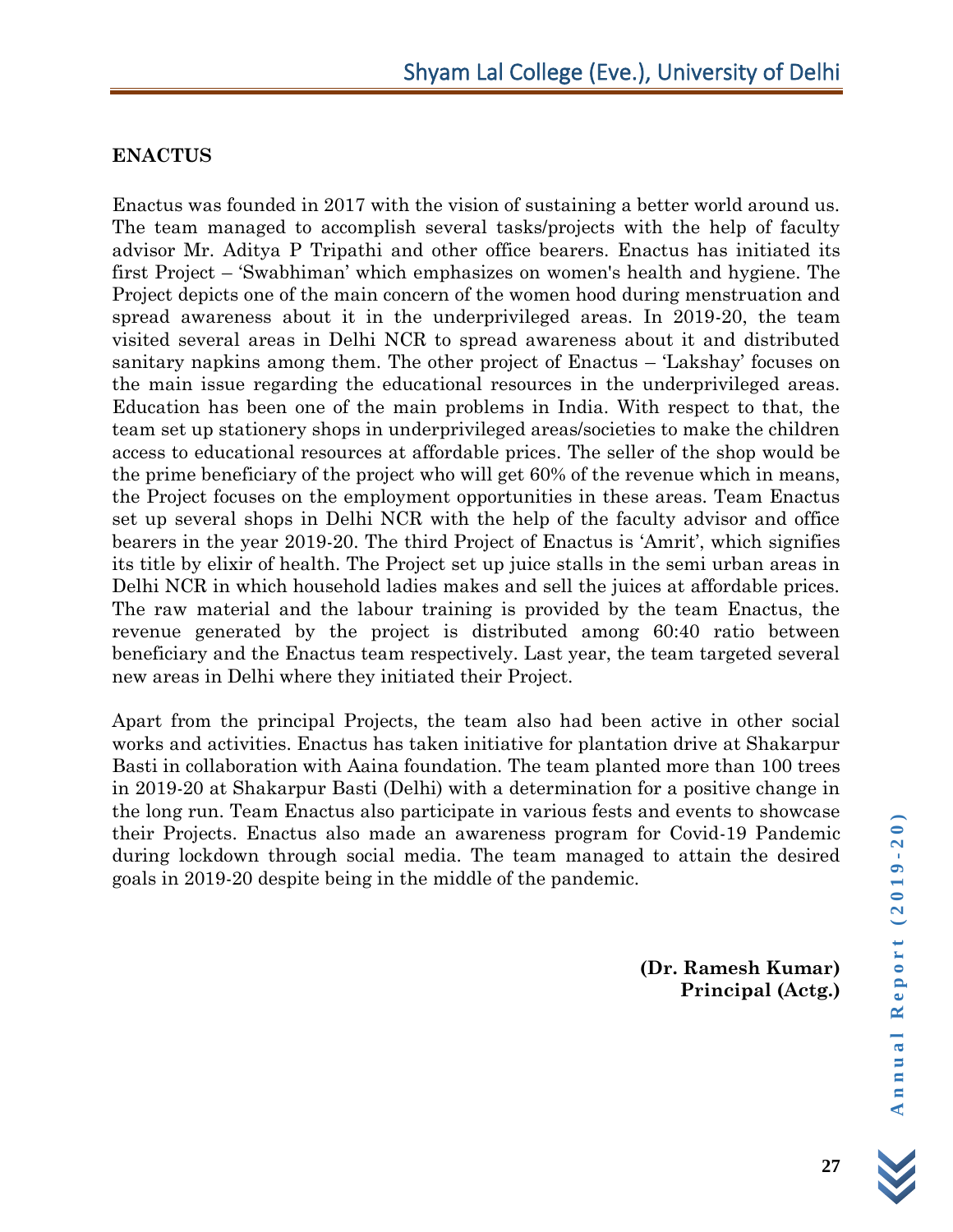**ENACTUS**

Enactus was founded in 2017 with the vision of sustaining a better world around us. The team managed to accomplish several tasks/projects with the help of faculty advisor Mr. Aditya P Tripathi and other office bearers. Enactus has initiated its first Project – 'Swabhiman' which emphasizes on women's health and hygiene. The Project depicts one of the main concern of the women hood during menstruation and spread awareness about it in the underprivileged areas. In 2019-20, the team visited several areas in Delhi NCR to spread awareness about it and distributed sanitary napkins among them. The other project of Enactus – 'Lakshay' focuses on the main issue regarding the educational resources in the underprivileged areas. Education has been one of the main problems in India. With respect to that, the team set up stationery shops in underprivileged areas/societies to make the children access to educational resources at affordable prices. The seller of the shop would be the prime beneficiary of the project who will get 60% of the revenue which in means, the Project focuses on the employment opportunities in these areas. Team Enactus set up several shops in Delhi NCR with the help of the faculty advisor and office bearers in the year 2019-20. The third Project of Enactus is 'Amrit', which signifies its title by elixir of health. The Project set up juice stalls in the semi urban areas in Delhi NCR in which household ladies makes and sell the juices at affordable prices. The raw material and the labour training is provided by the team Enactus, the revenue generated by the project is distributed among 60:40 ratio between beneficiary and the Enactus team respectively. Last year, the team targeted several new areas in Delhi where they initiated their Project.

Apart from the principal Projects, the team also had been active in other social works and activities. Enactus has taken initiative for plantation drive at Shakarpur Basti in collaboration with Aaina foundation. The team planted more than 100 trees in 2019-20 at Shakarpur Basti (Delhi) with a determination for a positive change in the long run. Team Enactus also participate in various fests and events to showcase their Projects. Enactus also made an awareness program for Covid-19 Pandemic during lockdown through social media. The team managed to attain the desired goals in 2019-20 despite being in the middle of the pandemic.

**(Dr. Ramesh Kumar)**
**Principal (Actg.)**